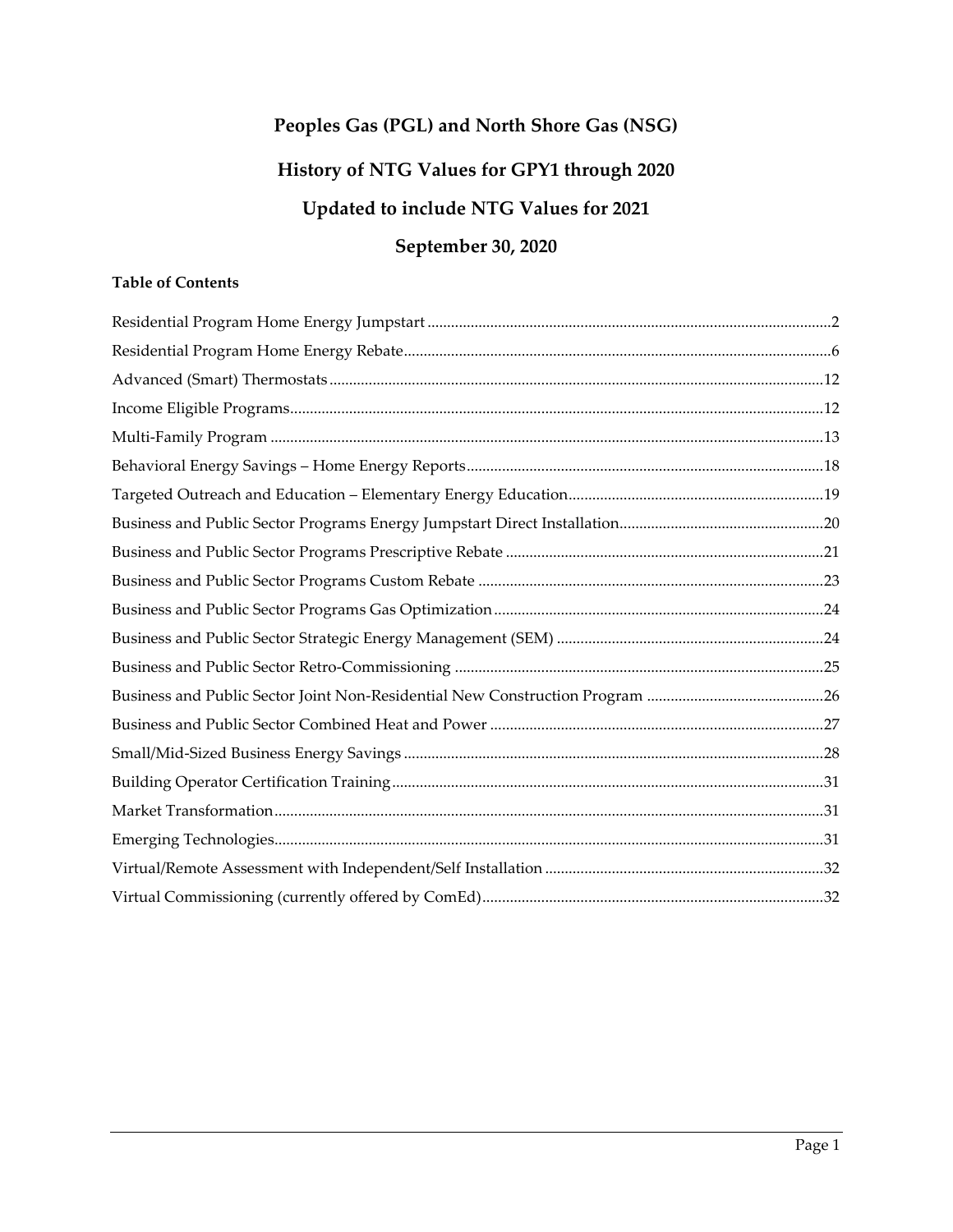# Peoples Gas (PGL) and North Shore Gas (NSG)

## History of NTG Values for GPY1 through 2020

## Updated to include NTG Values for 2021

## September 30, 2020

**Table of Contents**

Residential Program Home Energy Jumpstart ........................................................................................................2
Residential Program Home Energy Rebate............................................................................................................6
Advanced (Smart) Thermostats ............................................................................................................................12
Income Eligible Programs......................................................................................................................................12
Multi-Family Program ...........................................................................................................................................13
Behavioral Energy Savings – Home Energy Reports..........................................................................................18
Targeted Outreach and Education – Elementary Energy Education................................................................19
Business and Public Sector Programs Energy Jumpstart Direct Installation...................................................20
Business and Public Sector Programs Prescriptive Rebate ................................................................................21
Business and Public Sector Programs Custom Rebate .......................................................................................23
Business and Public Sector Programs Gas Optimization...................................................................................24
Business and Public Sector Strategic Energy Management (SEM) ...................................................................24
Business and Public Sector Retro-Commissioning .............................................................................................25
Business and Public Sector Joint Non-Residential New Construction Program .............................................26
Business and Public Sector Combined Heat and Power ....................................................................................27
Small/Mid-Sized Business Energy Savings ..........................................................................................................28
Building Operator Certification Training.............................................................................................................31
Market Transformation...........................................................................................................................................31
Emerging Technologies...........................................................................................................................................31
Virtual/Remote Assessment with Independent/Self Installation .......................................................................32
Virtual Commissioning (currently offered by ComEd)......................................................................................32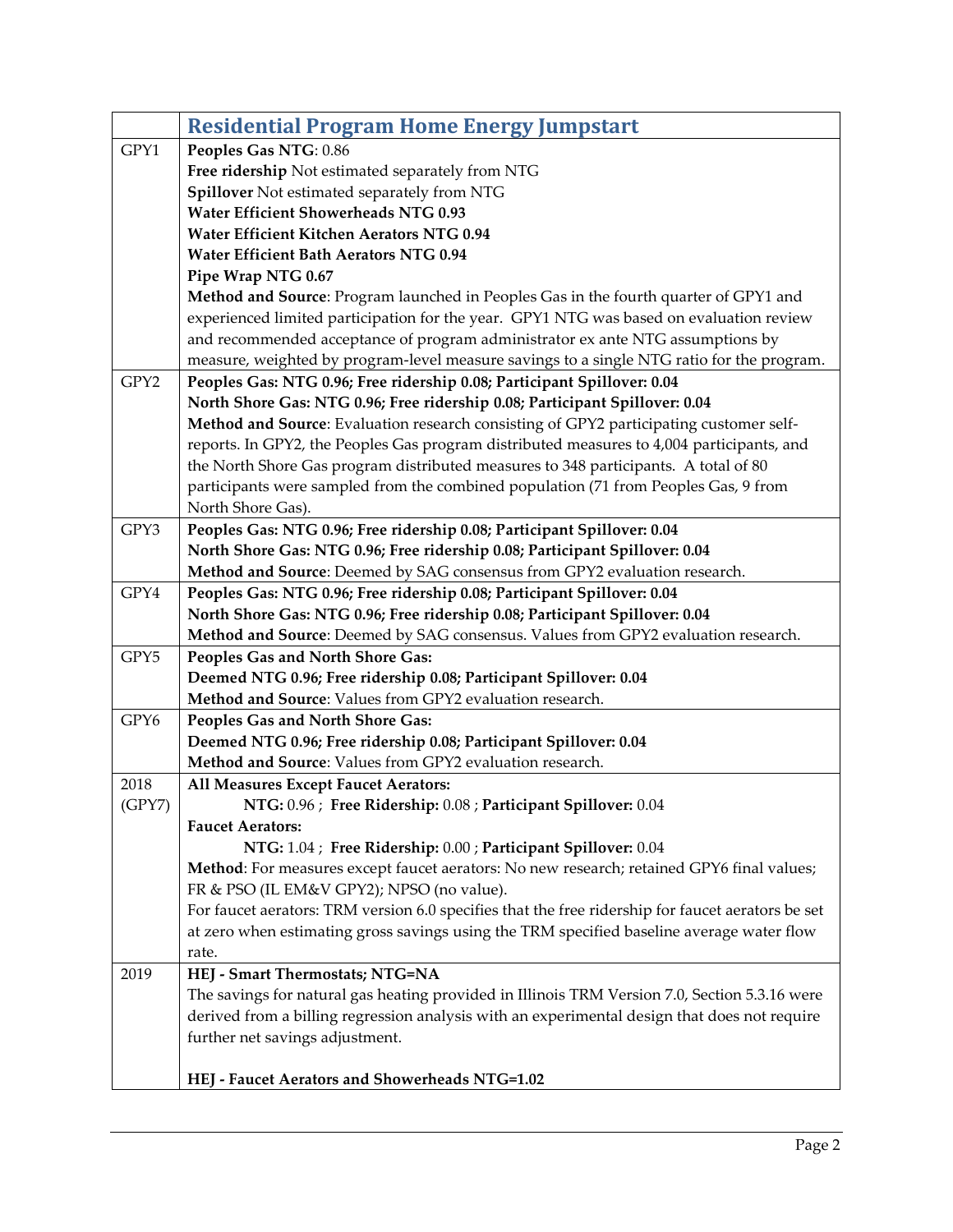| | Residential Program Home Energy Jumpstart |
|---|---|
| GPY1 | **Peoples Gas NTG**: 0.86<br>**Free ridership** Not estimated separately from NTG<br>**Spillover** Not estimated separately from NTG<br>**Water Efficient Showerheads NTG 0.93**<br>**Water Efficient Kitchen Aerators NTG 0.94**<br>**Water Efficient Bath Aerators NTG 0.94**<br>**Pipe Wrap NTG 0.67**<br>**Method and Source**: Program launched in Peoples Gas in the fourth quarter of GPY1 and experienced limited participation for the year. GPY1 NTG was based on evaluation review and recommended acceptance of program administrator ex ante NTG assumptions by measure, weighted by program-level measure savings to a single NTG ratio for the program. |
| GPY2 | **Peoples Gas: NTG 0.96; Free ridership 0.08; Participant Spillover: 0.04**<br>**North Shore Gas: NTG 0.96; Free ridership 0.08; Participant Spillover: 0.04**<br>**Method and Source**: Evaluation research consisting of GPY2 participating customer self-reports. In GPY2, the Peoples Gas program distributed measures to 4,004 participants, and the North Shore Gas program distributed measures to 348 participants. A total of 80 participants were sampled from the combined population (71 from Peoples Gas, 9 from North Shore Gas). |
| GPY3 | **Peoples Gas: NTG 0.96; Free ridership 0.08; Participant Spillover: 0.04**<br>**North Shore Gas: NTG 0.96; Free ridership 0.08; Participant Spillover: 0.04**<br>**Method and Source**: Deemed by SAG consensus from GPY2 evaluation research. |
| GPY4 | **Peoples Gas: NTG 0.96; Free ridership 0.08; Participant Spillover: 0.04**<br>**North Shore Gas: NTG 0.96; Free ridership 0.08; Participant Spillover: 0.04**<br>**Method and Source**: Deemed by SAG consensus. Values from GPY2 evaluation research. |
| GPY5 | **Peoples Gas and North Shore Gas:**<br>**Deemed NTG 0.96; Free ridership 0.08; Participant Spillover: 0.04**<br>**Method and Source**: Values from GPY2 evaluation research. |
| GPY6 | **Peoples Gas and North Shore Gas:**<br>**Deemed NTG 0.96; Free ridership 0.08; Participant Spillover: 0.04**<br>**Method and Source**: Values from GPY2 evaluation research. |
| 2018 (GPY7) | **All Measures Except Faucet Aerators:**<br>**NTG:** 0.96 ; **Free Ridership:** 0.08 ; **Participant Spillover:** 0.04<br>**Faucet Aerators:**<br>**NTG:** 1.04 ; **Free Ridership:** 0.00 ; **Participant Spillover:** 0.04<br>**Method**: For measures except faucet aerators: No new research; retained GPY6 final values; FR & PSO (IL EM&V GPY2); NPSO (no value).<br>For faucet aerators: TRM version 6.0 specifies that the free ridership for faucet aerators be set at zero when estimating gross savings using the TRM specified baseline average water flow rate. |
| 2019 | **HEJ - Smart Thermostats; NTG=NA**<br>The savings for natural gas heating provided in Illinois TRM Version 7.0, Section 5.3.16 were derived from a billing regression analysis with an experimental design that does not require further net savings adjustment.<br><br>**HEJ - Faucet Aerators and Showerheads NTG=1.02** |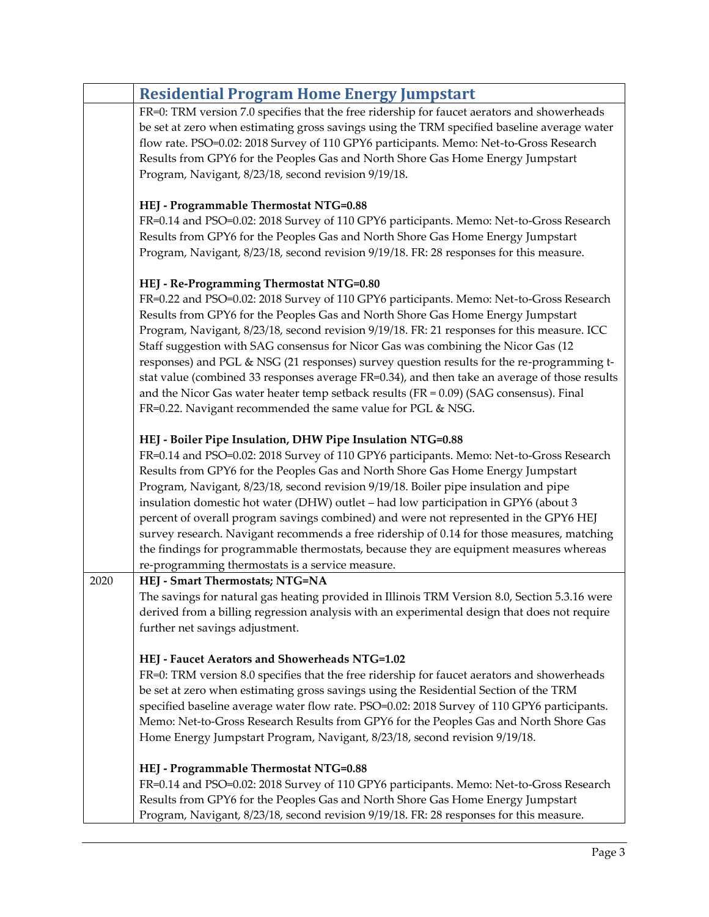| | Residential Program Home Energy Jumpstart |
|---|---|
| | FR=0: TRM version 7.0 specifies that the free ridership for faucet aerators and showerheads be set at zero when estimating gross savings using the TRM specified baseline average water flow rate. PSO=0.02: 2018 Survey of 110 GPY6 participants. Memo: Net-to-Gross Research Results from GPY6 for the Peoples Gas and North Shore Gas Home Energy Jumpstart Program, Navigant, 8/23/18, second revision 9/19/18.<br><br>**HEJ - Programmable Thermostat NTG=0.88**<br>FR=0.14 and PSO=0.02: 2018 Survey of 110 GPY6 participants. Memo: Net-to-Gross Research Results from GPY6 for the Peoples Gas and North Shore Gas Home Energy Jumpstart Program, Navigant, 8/23/18, second revision 9/19/18. FR: 28 responses for this measure.<br><br>**HEJ - Re-Programming Thermostat NTG=0.80**<br>FR=0.22 and PSO=0.02: 2018 Survey of 110 GPY6 participants. Memo: Net-to-Gross Research Results from GPY6 for the Peoples Gas and North Shore Gas Home Energy Jumpstart Program, Navigant, 8/23/18, second revision 9/19/18. FR: 21 responses for this measure. ICC Staff suggestion with SAG consensus for Nicor Gas was combining the Nicor Gas (12 responses) and PGL & NSG (21 responses) survey question results for the re-programming t-stat value (combined 33 responses average FR=0.34), and then take an average of those results and the Nicor Gas water heater temp setback results (FR = 0.09) (SAG consensus). Final FR=0.22. Navigant recommended the same value for PGL & NSG.<br><br>**HEJ - Boiler Pipe Insulation, DHW Pipe Insulation NTG=0.88**<br>FR=0.14 and PSO=0.02: 2018 Survey of 110 GPY6 participants. Memo: Net-to-Gross Research Results from GPY6 for the Peoples Gas and North Shore Gas Home Energy Jumpstart Program, Navigant, 8/23/18, second revision 9/19/18. Boiler pipe insulation and pipe insulation domestic hot water (DHW) outlet – had low participation in GPY6 (about 3 percent of overall program savings combined) and were not represented in the GPY6 HEJ survey research. Navigant recommends a free ridership of 0.14 for those measures, matching the findings for programmable thermostats, because they are equipment measures whereas re-programming thermostats is a service measure. |
| 2020 | **HEJ - Smart Thermostats; NTG=NA**<br>The savings for natural gas heating provided in Illinois TRM Version 8.0, Section 5.3.16 were derived from a billing regression analysis with an experimental design that does not require further net savings adjustment.<br><br>**HEJ - Faucet Aerators and Showerheads NTG=1.02**<br>FR=0: TRM version 8.0 specifies that the free ridership for faucet aerators and showerheads be set at zero when estimating gross savings using the Residential Section of the TRM specified baseline average water flow rate. PSO=0.02: 2018 Survey of 110 GPY6 participants. Memo: Net-to-Gross Research Results from GPY6 for the Peoples Gas and North Shore Gas Home Energy Jumpstart Program, Navigant, 8/23/18, second revision 9/19/18.<br><br>**HEJ - Programmable Thermostat NTG=0.88**<br>FR=0.14 and PSO=0.02: 2018 Survey of 110 GPY6 participants. Memo: Net-to-Gross Research Results from GPY6 for the Peoples Gas and North Shore Gas Home Energy Jumpstart Program, Navigant, 8/23/18, second revision 9/19/18. FR: 28 responses for this measure. |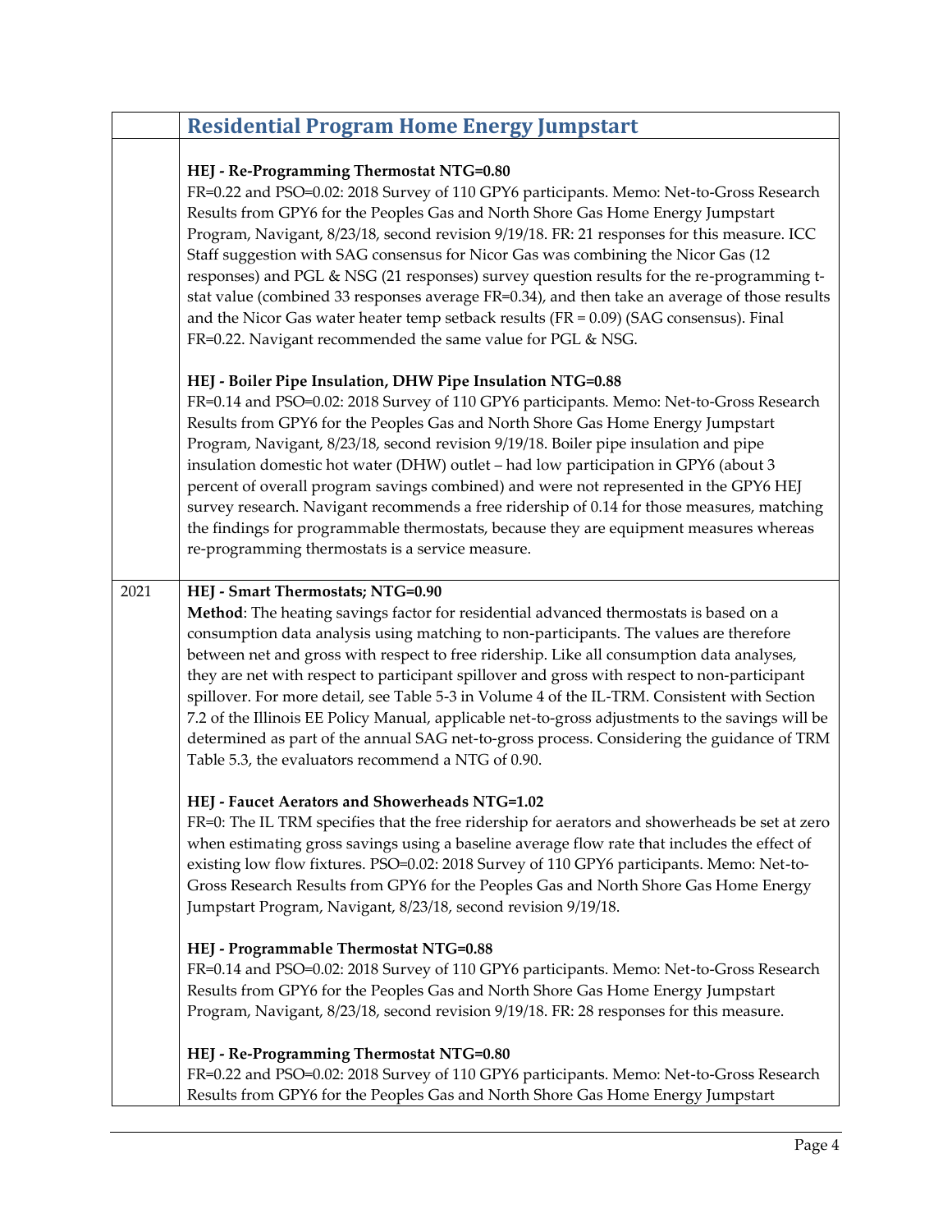| | Residential Program Home Energy Jumpstart |
|---|---|
| | **HEJ - Re-Programming Thermostat NTG=0.80**<br>FR=0.22 and PSO=0.02: 2018 Survey of 110 GPY6 participants. Memo: Net-to-Gross Research Results from GPY6 for the Peoples Gas and North Shore Gas Home Energy Jumpstart Program, Navigant, 8/23/18, second revision 9/19/18. FR: 21 responses for this measure. ICC Staff suggestion with SAG consensus for Nicor Gas was combining the Nicor Gas (12 responses) and PGL & NSG (21 responses) survey question results for the re-programming t-stat value (combined 33 responses average FR=0.34), and then take an average of those results and the Nicor Gas water heater temp setback results (FR = 0.09) (SAG consensus). Final FR=0.22. Navigant recommended the same value for PGL & NSG.<br><br>**HEJ - Boiler Pipe Insulation, DHW Pipe Insulation NTG=0.88**<br>FR=0.14 and PSO=0.02: 2018 Survey of 110 GPY6 participants. Memo: Net-to-Gross Research Results from GPY6 for the Peoples Gas and North Shore Gas Home Energy Jumpstart Program, Navigant, 8/23/18, second revision 9/19/18. Boiler pipe insulation and pipe insulation domestic hot water (DHW) outlet – had low participation in GPY6 (about 3 percent of overall program savings combined) and were not represented in the GPY6 HEJ survey research. Navigant recommends a free ridership of 0.14 for those measures, matching the findings for programmable thermostats, because they are equipment measures whereas re-programming thermostats is a service measure. |
| 2021 | **HEJ - Smart Thermostats; NTG=0.90**<br>**Method**: The heating savings factor for residential advanced thermostats is based on a consumption data analysis using matching to non-participants. The values are therefore between net and gross with respect to free ridership. Like all consumption data analyses, they are net with respect to participant spillover and gross with respect to non-participant spillover. For more detail, see Table 5-3 in Volume 4 of the IL-TRM. Consistent with Section 7.2 of the Illinois EE Policy Manual, applicable net-to-gross adjustments to the savings will be determined as part of the annual SAG net-to-gross process. Considering the guidance of TRM Table 5.3, the evaluators recommend a NTG of 0.90.<br><br>**HEJ - Faucet Aerators and Showerheads NTG=1.02**<br>FR=0: The IL TRM specifies that the free ridership for aerators and showerheads be set at zero when estimating gross savings using a baseline average flow rate that includes the effect of existing low flow fixtures. PSO=0.02: 2018 Survey of 110 GPY6 participants. Memo: Net-to-Gross Research Results from GPY6 for the Peoples Gas and North Shore Gas Home Energy Jumpstart Program, Navigant, 8/23/18, second revision 9/19/18.<br><br>**HEJ - Programmable Thermostat NTG=0.88**<br>FR=0.14 and PSO=0.02: 2018 Survey of 110 GPY6 participants. Memo: Net-to-Gross Research Results from GPY6 for the Peoples Gas and North Shore Gas Home Energy Jumpstart Program, Navigant, 8/23/18, second revision 9/19/18. FR: 28 responses for this measure.<br><br>**HEJ - Re-Programming Thermostat NTG=0.80**<br>FR=0.22 and PSO=0.02: 2018 Survey of 110 GPY6 participants. Memo: Net-to-Gross Research Results from GPY6 for the Peoples Gas and North Shore Gas Home Energy Jumpstart |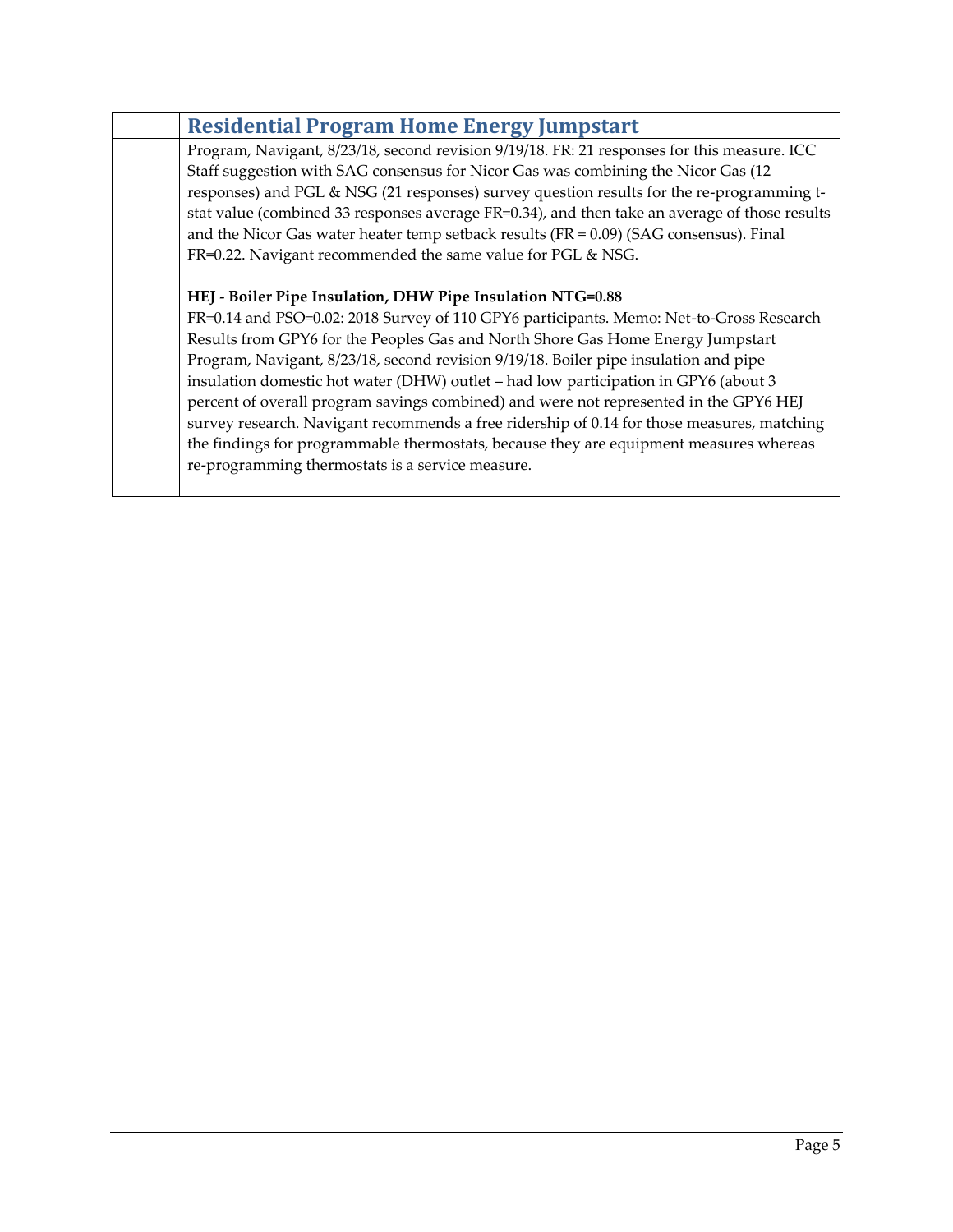| | Residential Program Home Energy Jumpstart |
|---|---|
| | Program, Navigant, 8/23/18, second revision 9/19/18. FR: 21 responses for this measure. ICC Staff suggestion with SAG consensus for Nicor Gas was combining the Nicor Gas (12 responses) and PGL & NSG (21 responses) survey question results for the re-programming t-stat value (combined 33 responses average FR=0.34), and then take an average of those results and the Nicor Gas water heater temp setback results (FR = 0.09) (SAG consensus). Final FR=0.22. Navigant recommended the same value for PGL & NSG.<br><br>**HEJ - Boiler Pipe Insulation, DHW Pipe Insulation NTG=0.88**<br>FR=0.14 and PSO=0.02: 2018 Survey of 110 GPY6 participants. Memo: Net-to-Gross Research Results from GPY6 for the Peoples Gas and North Shore Gas Home Energy Jumpstart Program, Navigant, 8/23/18, second revision 9/19/18. Boiler pipe insulation and pipe insulation domestic hot water (DHW) outlet – had low participation in GPY6 (about 3 percent of overall program savings combined) and were not represented in the GPY6 HEJ survey research. Navigant recommends a free ridership of 0.14 for those measures, matching the findings for programmable thermostats, because they are equipment measures whereas re-programming thermostats is a service measure. |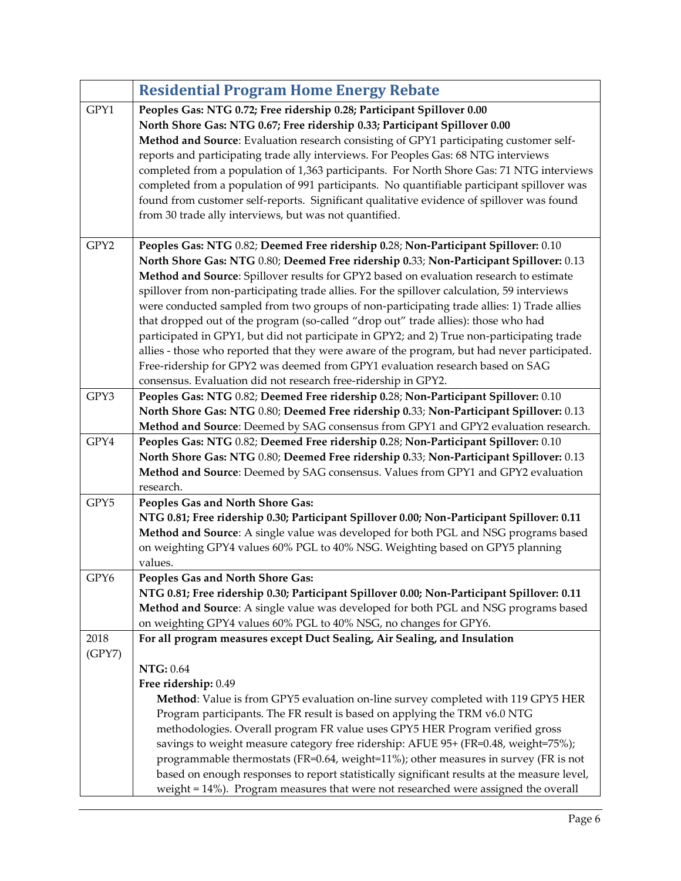| | Residential Program Home Energy Rebate |
|---|---|
| GPY1 | **Peoples Gas: NTG 0.72; Free ridership 0.28; Participant Spillover 0.00**<br>**North Shore Gas: NTG 0.67; Free ridership 0.33; Participant Spillover 0.00**<br>**Method and Source**: Evaluation research consisting of GPY1 participating customer self-reports and participating trade ally interviews. For Peoples Gas: 68 NTG interviews completed from a population of 1,363 participants. For North Shore Gas: 71 NTG interviews completed from a population of 991 participants. No quantifiable participant spillover was found from customer self-reports. Significant qualitative evidence of spillover was found from 30 trade ally interviews, but was not quantified. |
| GPY2 | **Peoples Gas: NTG** 0.82; **Deemed Free ridership 0.**28; **Non-Participant Spillover:** 0.10<br>**North Shore Gas: NTG** 0.80; **Deemed Free ridership 0.**33; **Non-Participant Spillover:** 0.13<br>**Method and Source**: Spillover results for GPY2 based on evaluation research to estimate spillover from non-participating trade allies. For the spillover calculation, 59 interviews were conducted sampled from two groups of non-participating trade allies: 1) Trade allies that dropped out of the program (so-called "drop out" trade allies): those who had participated in GPY1, but did not participate in GPY2; and 2) True non-participating trade allies - those who reported that they were aware of the program, but had never participated. Free-ridership for GPY2 was deemed from GPY1 evaluation research based on SAG consensus. Evaluation did not research free-ridership in GPY2. |
| GPY3 | **Peoples Gas: NTG** 0.82; **Deemed Free ridership 0.**28; **Non-Participant Spillover:** 0.10<br>**North Shore Gas: NTG** 0.80; **Deemed Free ridership 0.**33; **Non-Participant Spillover:** 0.13<br>**Method and Source**: Deemed by SAG consensus from GPY1 and GPY2 evaluation research. |
| GPY4 | **Peoples Gas: NTG** 0.82; **Deemed Free ridership 0.**28; **Non-Participant Spillover:** 0.10<br>**North Shore Gas: NTG** 0.80; **Deemed Free ridership 0.**33; **Non-Participant Spillover:** 0.13<br>**Method and Source**: Deemed by SAG consensus. Values from GPY1 and GPY2 evaluation research. |
| GPY5 | **Peoples Gas and North Shore Gas:**<br>**NTG 0.81; Free ridership 0.30; Participant Spillover 0.00; Non-Participant Spillover: 0.11**<br>**Method and Source**: A single value was developed for both PGL and NSG programs based on weighting GPY4 values 60% PGL to 40% NSG. Weighting based on GPY5 planning values. |
| GPY6 | **Peoples Gas and North Shore Gas:**<br>**NTG 0.81; Free ridership 0.30; Participant Spillover 0.00; Non-Participant Spillover: 0.11**<br>**Method and Source**: A single value was developed for both PGL and NSG programs based on weighting GPY4 values 60% PGL to 40% NSG, no changes for GPY6. |
| 2018 (GPY7) | **For all program measures except Duct Sealing, Air Sealing, and Insulation**<br><br>**NTG:** 0.64<br>**Free ridership:** 0.49<br>**Method**: Value is from GPY5 evaluation on-line survey completed with 119 GPY5 HER Program participants. The FR result is based on applying the TRM v6.0 NTG methodologies. Overall program FR value uses GPY5 HER Program verified gross savings to weight measure category free ridership: AFUE 95+ (FR=0.48, weight=75%); programmable thermostats (FR=0.64, weight=11%); other measures in survey (FR is not based on enough responses to report statistically significant results at the measure level, weight = 14%). Program measures that were not researched were assigned the overall |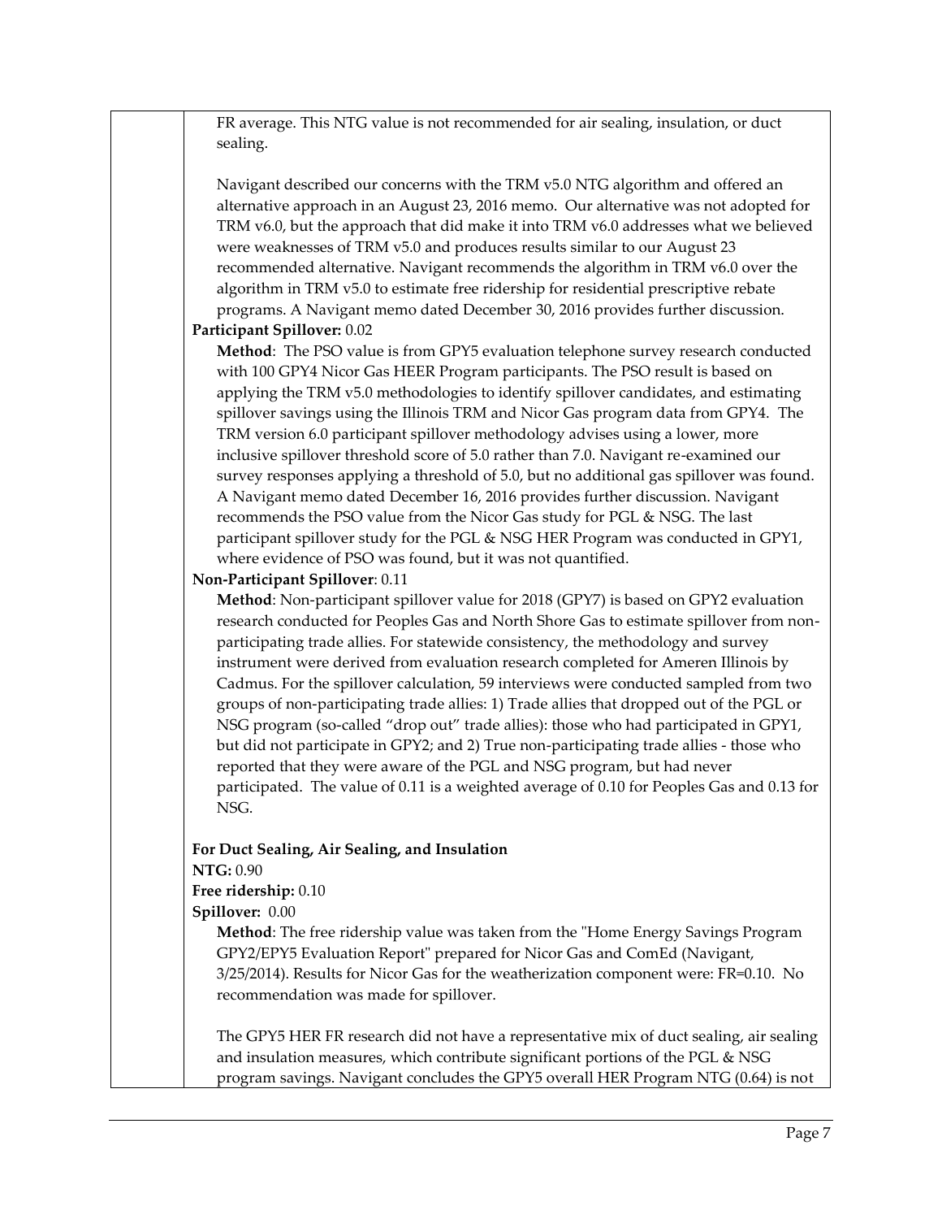FR average. This NTG value is not recommended for air sealing, insulation, or duct sealing.

Navigant described our concerns with the TRM v5.0 NTG algorithm and offered an alternative approach in an August 23, 2016 memo. Our alternative was not adopted for TRM v6.0, but the approach that did make it into TRM v6.0 addresses what we believed were weaknesses of TRM v5.0 and produces results similar to our August 23 recommended alternative. Navigant recommends the algorithm in TRM v6.0 over the algorithm in TRM v5.0 to estimate free ridership for residential prescriptive rebate programs. A Navigant memo dated December 30, 2016 provides further discussion.

**Participant Spillover:** 0.02

**Method**: The PSO value is from GPY5 evaluation telephone survey research conducted with 100 GPY4 Nicor Gas HEER Program participants. The PSO result is based on applying the TRM v5.0 methodologies to identify spillover candidates, and estimating spillover savings using the Illinois TRM and Nicor Gas program data from GPY4. The TRM version 6.0 participant spillover methodology advises using a lower, more inclusive spillover threshold score of 5.0 rather than 7.0. Navigant re-examined our survey responses applying a threshold of 5.0, but no additional gas spillover was found. A Navigant memo dated December 16, 2016 provides further discussion. Navigant recommends the PSO value from the Nicor Gas study for PGL & NSG. The last participant spillover study for the PGL & NSG HER Program was conducted in GPY1, where evidence of PSO was found, but it was not quantified.

**Non-Participant Spillover**: 0.11

**Method**: Non-participant spillover value for 2018 (GPY7) is based on GPY2 evaluation research conducted for Peoples Gas and North Shore Gas to estimate spillover from non-participating trade allies. For statewide consistency, the methodology and survey instrument were derived from evaluation research completed for Ameren Illinois by Cadmus. For the spillover calculation, 59 interviews were conducted sampled from two groups of non-participating trade allies: 1) Trade allies that dropped out of the PGL or NSG program (so-called "drop out" trade allies): those who had participated in GPY1, but did not participate in GPY2; and 2) True non-participating trade allies - those who reported that they were aware of the PGL and NSG program, but had never participated. The value of 0.11 is a weighted average of 0.10 for Peoples Gas and 0.13 for NSG.

**For Duct Sealing, Air Sealing, and Insulation**

**NTG:** 0.90

**Free ridership:** 0.10

**Spillover:** 0.00

**Method**: The free ridership value was taken from the "Home Energy Savings Program GPY2/EPY5 Evaluation Report" prepared for Nicor Gas and ComEd (Navigant, 3/25/2014). Results for Nicor Gas for the weatherization component were: FR=0.10. No recommendation was made for spillover.

The GPY5 HER FR research did not have a representative mix of duct sealing, air sealing and insulation measures, which contribute significant portions of the PGL & NSG program savings. Navigant concludes the GPY5 overall HER Program NTG (0.64) is not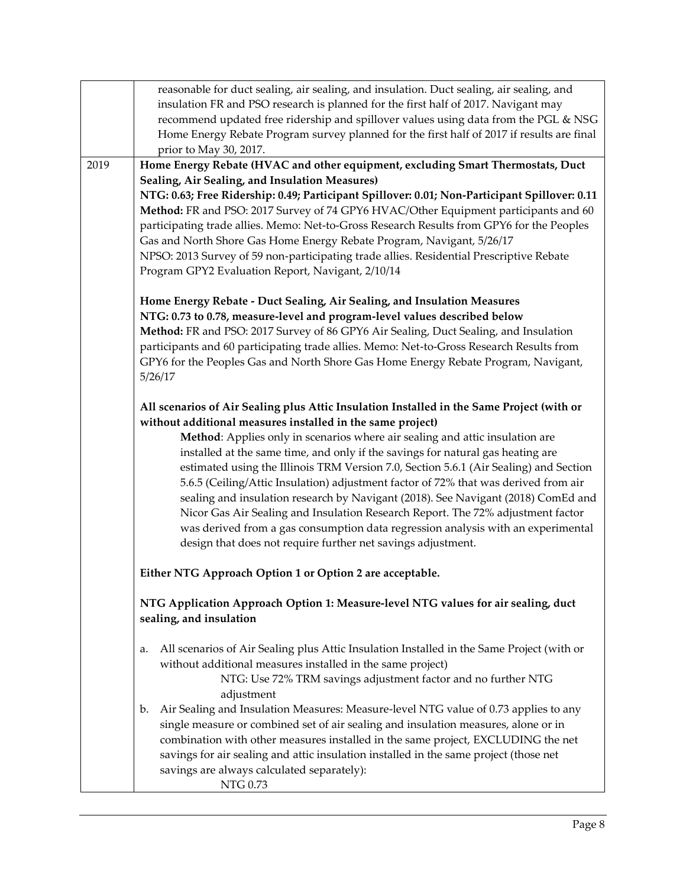| | |
|---|---|
| | reasonable for duct sealing, air sealing, and insulation. Duct sealing, air sealing, and insulation FR and PSO research is planned for the first half of 2017. Navigant may recommend updated free ridership and spillover values using data from the PGL & NSG Home Energy Rebate Program survey planned for the first half of 2017 if results are final prior to May 30, 2017. |
| 2019 | **Home Energy Rebate (HVAC and other equipment, excluding Smart Thermostats, Duct Sealing, Air Sealing, and Insulation Measures)**<br>**NTG: 0.63; Free Ridership: 0.49; Participant Spillover: 0.01; Non-Participant Spillover: 0.11**<br>**Method:** FR and PSO: 2017 Survey of 74 GPY6 HVAC/Other Equipment participants and 60 participating trade allies. Memo: Net-to-Gross Research Results from GPY6 for the Peoples Gas and North Shore Gas Home Energy Rebate Program, Navigant, 5/26/17<br>NPSO: 2013 Survey of 59 non-participating trade allies. Residential Prescriptive Rebate Program GPY2 Evaluation Report, Navigant, 2/10/14<br><br>**Home Energy Rebate - Duct Sealing, Air Sealing, and Insulation Measures**<br>**NTG: 0.73 to 0.78, measure-level and program-level values described below**<br>**Method:** FR and PSO: 2017 Survey of 86 GPY6 Air Sealing, Duct Sealing, and Insulation participants and 60 participating trade allies. Memo: Net-to-Gross Research Results from GPY6 for the Peoples Gas and North Shore Gas Home Energy Rebate Program, Navigant, 5/26/17<br><br>**All scenarios of Air Sealing plus Attic Insulation Installed in the Same Project (with or without additional measures installed in the same project)**<br>**Method**: Applies only in scenarios where air sealing and attic insulation are installed at the same time, and only if the savings for natural gas heating are estimated using the Illinois TRM Version 7.0, Section 5.6.1 (Air Sealing) and Section 5.6.5 (Ceiling/Attic Insulation) adjustment factor of 72% that was derived from air sealing and insulation research by Navigant (2018). See Navigant (2018) ComEd and Nicor Gas Air Sealing and Insulation Research Report. The 72% adjustment factor was derived from a gas consumption data regression analysis with an experimental design that does not require further net savings adjustment.<br><br>**Either NTG Approach Option 1 or Option 2 are acceptable.**<br><br>**NTG Application Approach Option 1: Measure-level NTG values for air sealing, duct sealing, and insulation**<br><br>a. All scenarios of Air Sealing plus Attic Insulation Installed in the Same Project (with or without additional measures installed in the same project)<br>NTG: Use 72% TRM savings adjustment factor and no further NTG adjustment<br>b. Air Sealing and Insulation Measures: Measure-level NTG value of 0.73 applies to any single measure or combined set of air sealing and insulation measures, alone or in combination with other measures installed in the same project, EXCLUDING the net savings for air sealing and attic insulation installed in the same project (those net savings are always calculated separately):<br>NTG 0.73 |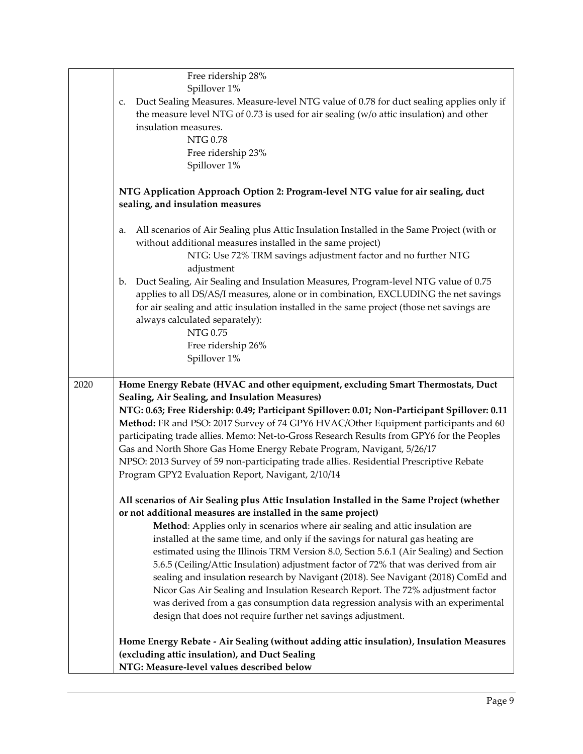| | |
|---|---|
| | Free ridership 28%<br>Spillover 1%<br>c. Duct Sealing Measures. Measure-level NTG value of 0.78 for duct sealing applies only if the measure level NTG of 0.73 is used for air sealing (w/o attic insulation) and other insulation measures.<br>NTG 0.78<br>Free ridership 23%<br>Spillover 1%<br><br>**NTG Application Approach Option 2: Program-level NTG value for air sealing, duct sealing, and insulation measures**<br><br>a. All scenarios of Air Sealing plus Attic Insulation Installed in the Same Project (with or without additional measures installed in the same project)<br>NTG: Use 72% TRM savings adjustment factor and no further NTG adjustment<br>b. Duct Sealing, Air Sealing and Insulation Measures, Program-level NTG value of 0.75 applies to all DS/AS/I measures, alone or in combination, EXCLUDING the net savings for air sealing and attic insulation installed in the same project (those net savings are always calculated separately):<br>NTG 0.75<br>Free ridership 26%<br>Spillover 1% |
| 2020 | **Home Energy Rebate (HVAC and other equipment, excluding Smart Thermostats, Duct Sealing, Air Sealing, and Insulation Measures)**<br>**NTG: 0.63; Free Ridership: 0.49; Participant Spillover: 0.01; Non-Participant Spillover: 0.11**<br>**Method:** FR and PSO: 2017 Survey of 74 GPY6 HVAC/Other Equipment participants and 60 participating trade allies. Memo: Net-to-Gross Research Results from GPY6 for the Peoples Gas and North Shore Gas Home Energy Rebate Program, Navigant, 5/26/17<br>NPSO: 2013 Survey of 59 non-participating trade allies. Residential Prescriptive Rebate Program GPY2 Evaluation Report, Navigant, 2/10/14<br><br>**All scenarios of Air Sealing plus Attic Insulation Installed in the Same Project (whether or not additional measures are installed in the same project)**<br>**Method**: Applies only in scenarios where air sealing and attic insulation are installed at the same time, and only if the savings for natural gas heating are estimated using the Illinois TRM Version 8.0, Section 5.6.1 (Air Sealing) and Section 5.6.5 (Ceiling/Attic Insulation) adjustment factor of 72% that was derived from air sealing and insulation research by Navigant (2018). See Navigant (2018) ComEd and Nicor Gas Air Sealing and Insulation Research Report. The 72% adjustment factor was derived from a gas consumption data regression analysis with an experimental design that does not require further net savings adjustment.<br><br>**Home Energy Rebate - Air Sealing (without adding attic insulation), Insulation Measures (excluding attic insulation), and Duct Sealing**<br>**NTG: Measure-level values described below** |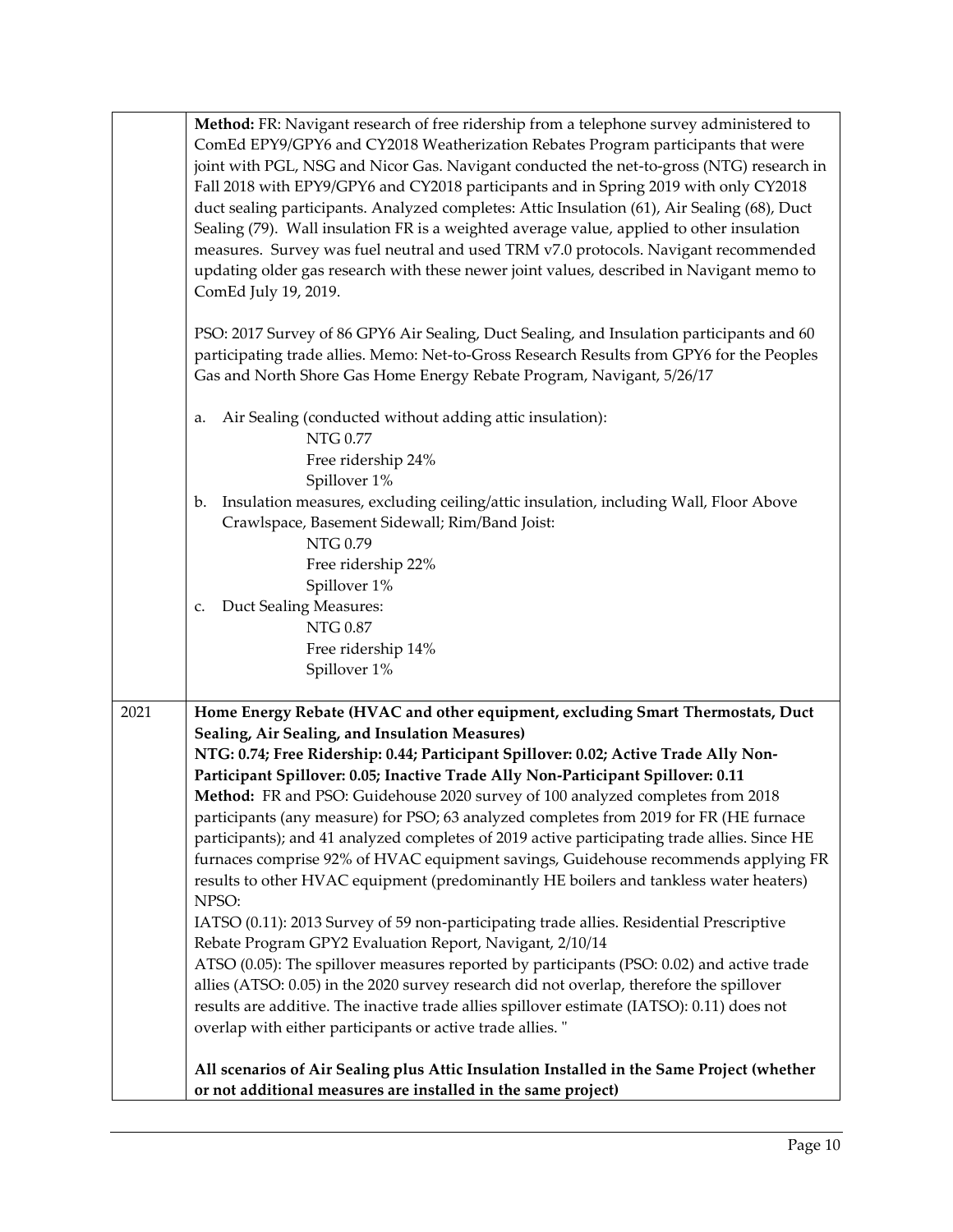| | |
|---|---|
| | **Method:** FR: Navigant research of free ridership from a telephone survey administered to ComEd EPY9/GPY6 and CY2018 Weatherization Rebates Program participants that were joint with PGL, NSG and Nicor Gas. Navigant conducted the net-to-gross (NTG) research in Fall 2018 with EPY9/GPY6 and CY2018 participants and in Spring 2019 with only CY2018 duct sealing participants. Analyzed completes: Attic Insulation (61), Air Sealing (68), Duct Sealing (79). Wall insulation FR is a weighted average value, applied to other insulation measures. Survey was fuel neutral and used TRM v7.0 protocols. Navigant recommended updating older gas research with these newer joint values, described in Navigant memo to ComEd July 19, 2019.<br><br>PSO: 2017 Survey of 86 GPY6 Air Sealing, Duct Sealing, and Insulation participants and 60 participating trade allies. Memo: Net-to-Gross Research Results from GPY6 for the Peoples Gas and North Shore Gas Home Energy Rebate Program, Navigant, 5/26/17<br><br>a. Air Sealing (conducted without adding attic insulation):<br>NTG 0.77<br>Free ridership 24%<br>Spillover 1%<br>b. Insulation measures, excluding ceiling/attic insulation, including Wall, Floor Above Crawlspace, Basement Sidewall; Rim/Band Joist:<br>NTG 0.79<br>Free ridership 22%<br>Spillover 1%<br>c. Duct Sealing Measures:<br>NTG 0.87<br>Free ridership 14%<br>Spillover 1% |
| 2021 | **Home Energy Rebate (HVAC and other equipment, excluding Smart Thermostats, Duct Sealing, Air Sealing, and Insulation Measures)**<br>**NTG: 0.74; Free Ridership: 0.44; Participant Spillover: 0.02; Active Trade Ally Non-Participant Spillover: 0.05; Inactive Trade Ally Non-Participant Spillover: 0.11**<br>**Method:** FR and PSO: Guidehouse 2020 survey of 100 analyzed completes from 2018 participants (any measure) for PSO; 63 analyzed completes from 2019 for FR (HE furnace participants); and 41 analyzed completes of 2019 active participating trade allies. Since HE furnaces comprise 92% of HVAC equipment savings, Guidehouse recommends applying FR results to other HVAC equipment (predominantly HE boilers and tankless water heaters)<br>NPSO:<br>IATSO (0.11): 2013 Survey of 59 non-participating trade allies. Residential Prescriptive Rebate Program GPY2 Evaluation Report, Navigant, 2/10/14<br>ATSO (0.05): The spillover measures reported by participants (PSO: 0.02) and active trade allies (ATSO: 0.05) in the 2020 survey research did not overlap, therefore the spillover results are additive. The inactive trade allies spillover estimate (IATSO): 0.11) does not overlap with either participants or active trade allies. "<br><br>**All scenarios of Air Sealing plus Attic Insulation Installed in the Same Project (whether or not additional measures are installed in the same project)** |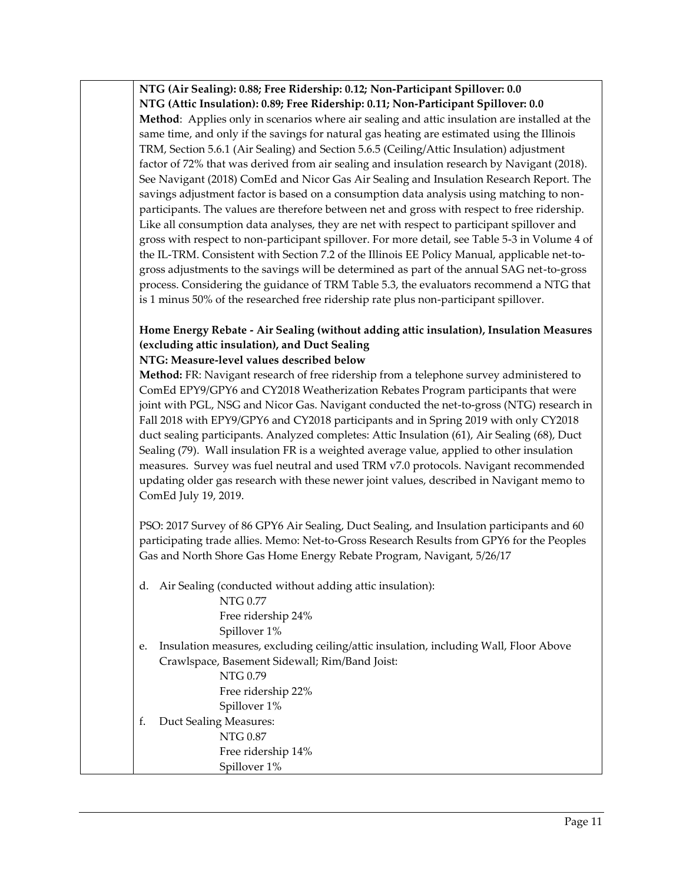| | |
|---|---|
| | **NTG (Air Sealing): 0.88; Free Ridership: 0.12; Non-Participant Spillover: 0.0**<br>**NTG (Attic Insulation): 0.89; Free Ridership: 0.11; Non-Participant Spillover: 0.0**<br>**Method**: Applies only in scenarios where air sealing and attic insulation are installed at the same time, and only if the savings for natural gas heating are estimated using the Illinois TRM, Section 5.6.1 (Air Sealing) and Section 5.6.5 (Ceiling/Attic Insulation) adjustment factor of 72% that was derived from air sealing and insulation research by Navigant (2018). See Navigant (2018) ComEd and Nicor Gas Air Sealing and Insulation Research Report. The savings adjustment factor is based on a consumption data analysis using matching to non-participants. The values are therefore between net and gross with respect to free ridership. Like all consumption data analyses, they are net with respect to participant spillover and gross with respect to non-participant spillover. For more detail, see Table 5-3 in Volume 4 of the IL-TRM. Consistent with Section 7.2 of the Illinois EE Policy Manual, applicable net-to-gross adjustments to the savings will be determined as part of the annual SAG net-to-gross process. Considering the guidance of TRM Table 5.3, the evaluators recommend a NTG that is 1 minus 50% of the researched free ridership rate plus non-participant spillover.<br><br>**Home Energy Rebate - Air Sealing (without adding attic insulation), Insulation Measures (excluding attic insulation), and Duct Sealing**<br>**NTG: Measure-level values described below**<br>**Method:** FR: Navigant research of free ridership from a telephone survey administered to ComEd EPY9/GPY6 and CY2018 Weatherization Rebates Program participants that were joint with PGL, NSG and Nicor Gas. Navigant conducted the net-to-gross (NTG) research in Fall 2018 with EPY9/GPY6 and CY2018 participants and in Spring 2019 with only CY2018 duct sealing participants. Analyzed completes: Attic Insulation (61), Air Sealing (68), Duct Sealing (79). Wall insulation FR is a weighted average value, applied to other insulation measures. Survey was fuel neutral and used TRM v7.0 protocols. Navigant recommended updating older gas research with these newer joint values, described in Navigant memo to ComEd July 19, 2019.<br><br>PSO: 2017 Survey of 86 GPY6 Air Sealing, Duct Sealing, and Insulation participants and 60 participating trade allies. Memo: Net-to-Gross Research Results from GPY6 for the Peoples Gas and North Shore Gas Home Energy Rebate Program, Navigant, 5/26/17<br><br>d. Air Sealing (conducted without adding attic insulation):<br>NTG 0.77<br>Free ridership 24%<br>Spillover 1%<br>e. Insulation measures, excluding ceiling/attic insulation, including Wall, Floor Above Crawlspace, Basement Sidewall; Rim/Band Joist:<br>NTG 0.79<br>Free ridership 22%<br>Spillover 1%<br>f. Duct Sealing Measures:<br>NTG 0.87<br>Free ridership 14%<br>Spillover 1% |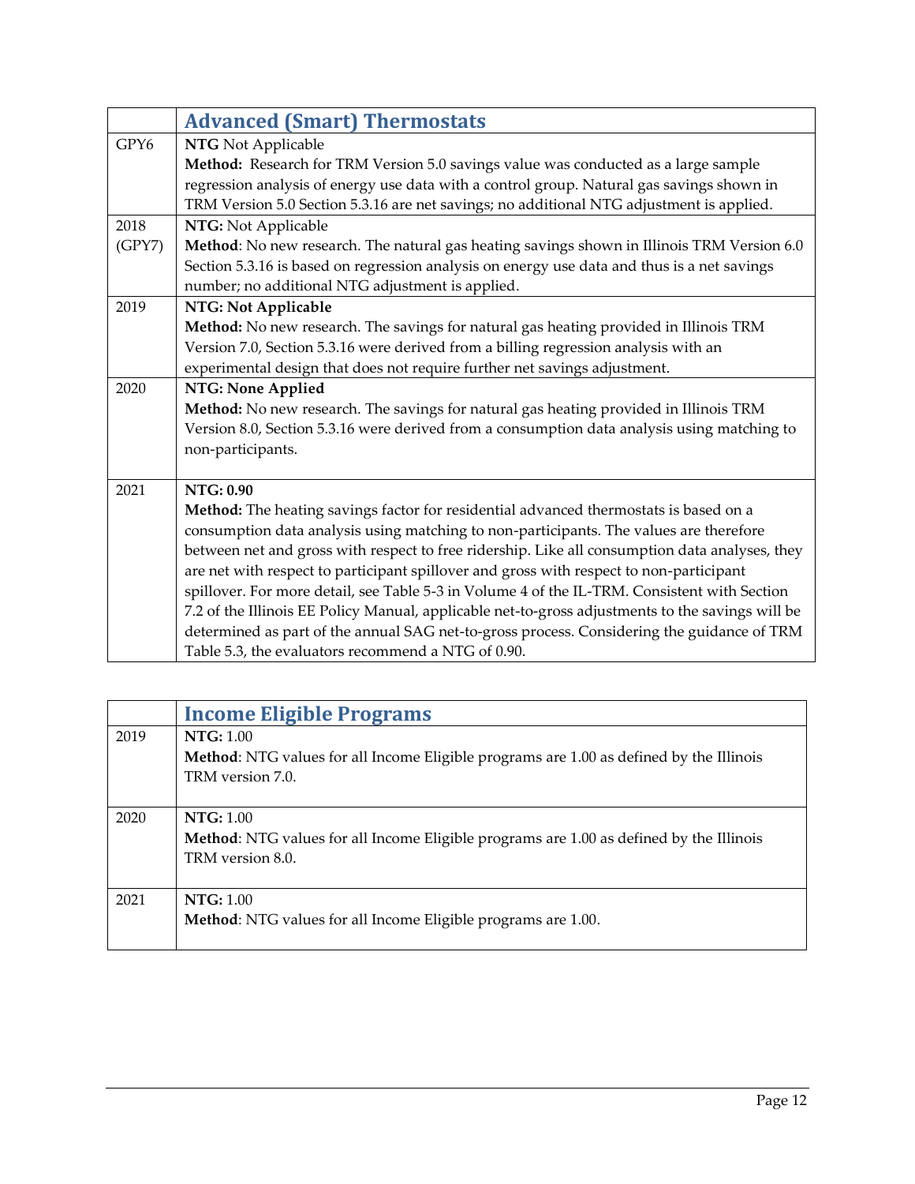| | Advanced (Smart) Thermostats |
|---|---|
| GPY6 | **NTG** Not Applicable<br>**Method:** Research for TRM Version 5.0 savings value was conducted as a large sample regression analysis of energy use data with a control group. Natural gas savings shown in TRM Version 5.0 Section 5.3.16 are net savings; no additional NTG adjustment is applied. |
| 2018 (GPY7) | **NTG:** Not Applicable<br>**Method**: No new research. The natural gas heating savings shown in Illinois TRM Version 6.0 Section 5.3.16 is based on regression analysis on energy use data and thus is a net savings number; no additional NTG adjustment is applied. |
| 2019 | **NTG: Not Applicable**<br>**Method:** No new research. The savings for natural gas heating provided in Illinois TRM Version 7.0, Section 5.3.16 were derived from a billing regression analysis with an experimental design that does not require further net savings adjustment. |
| 2020 | **NTG: None Applied**<br>**Method:** No new research. The savings for natural gas heating provided in Illinois TRM Version 8.0, Section 5.3.16 were derived from a consumption data analysis using matching to non-participants. |
| 2021 | **NTG: 0.90**<br>**Method:** The heating savings factor for residential advanced thermostats is based on a consumption data analysis using matching to non-participants. The values are therefore between net and gross with respect to free ridership. Like all consumption data analyses, they are net with respect to participant spillover and gross with respect to non-participant spillover. For more detail, see Table 5-3 in Volume 4 of the IL-TRM. Consistent with Section 7.2 of the Illinois EE Policy Manual, applicable net-to-gross adjustments to the savings will be determined as part of the annual SAG net-to-gross process. Considering the guidance of TRM Table 5.3, the evaluators recommend a NTG of 0.90. |

| | Income Eligible Programs |
|---|---|
| 2019 | **NTG:** 1.00<br>**Method**: NTG values for all Income Eligible programs are 1.00 as defined by the Illinois TRM version 7.0. |
| 2020 | **NTG:** 1.00<br>**Method**: NTG values for all Income Eligible programs are 1.00 as defined by the Illinois TRM version 8.0. |
| 2021 | **NTG:** 1.00<br>**Method**: NTG values for all Income Eligible programs are 1.00. |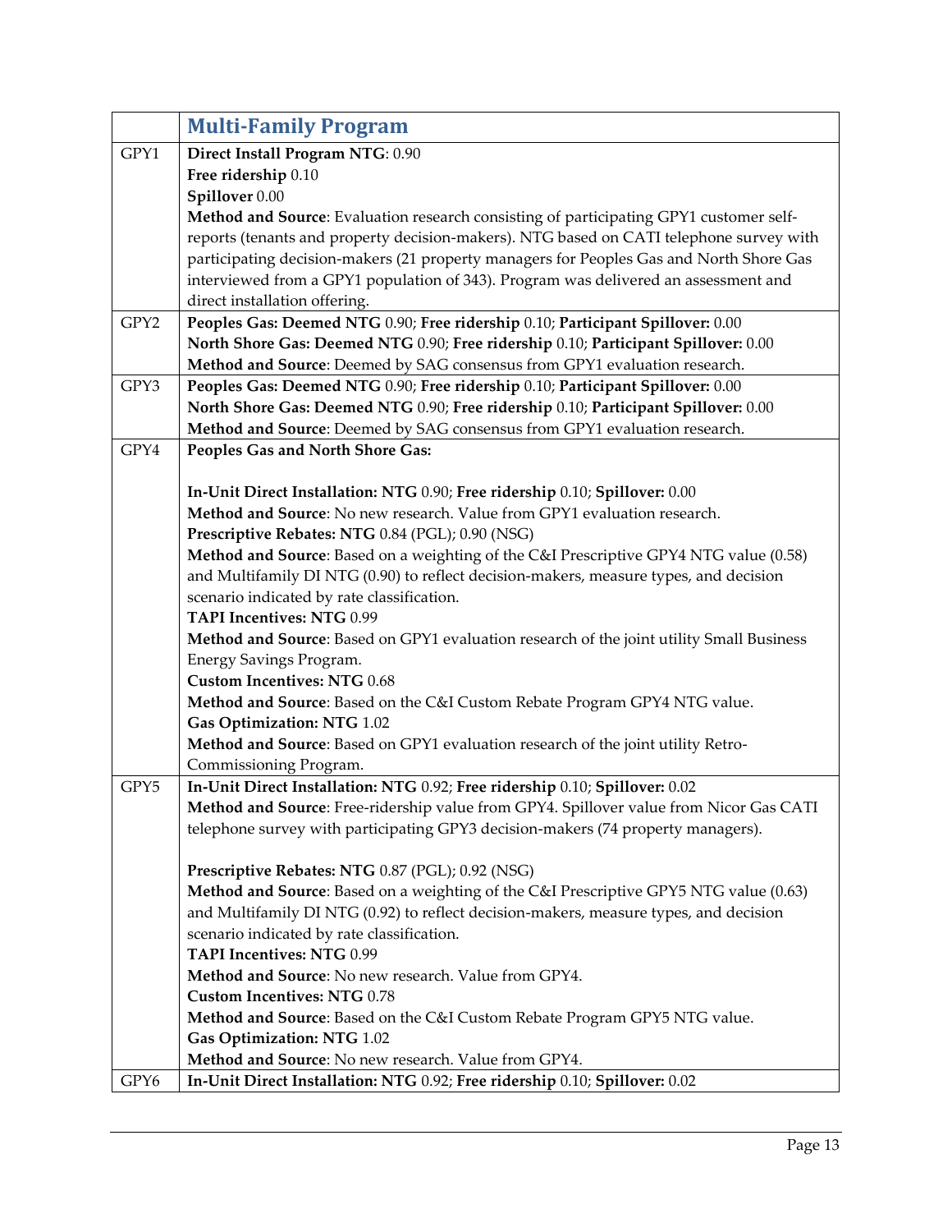| | **Multi-Family Program** |
|---|---|
| GPY1 | **Direct Install Program NTG**: 0.90<br>**Free ridership** 0.10<br>**Spillover** 0.00<br>**Method and Source**: Evaluation research consisting of participating GPY1 customer self-reports (tenants and property decision-makers). NTG based on CATI telephone survey with participating decision-makers (21 property managers for Peoples Gas and North Shore Gas interviewed from a GPY1 population of 343). Program was delivered an assessment and direct installation offering. |
| GPY2 | **Peoples Gas: Deemed NTG** 0.90; **Free ridership** 0.10; **Participant Spillover:** 0.00<br>**North Shore Gas: Deemed NTG** 0.90; **Free ridership** 0.10; **Participant Spillover:** 0.00<br>**Method and Source**: Deemed by SAG consensus from GPY1 evaluation research. |
| GPY3 | **Peoples Gas: Deemed NTG** 0.90; **Free ridership** 0.10; **Participant Spillover:** 0.00<br>**North Shore Gas: Deemed NTG** 0.90; **Free ridership** 0.10; **Participant Spillover:** 0.00<br>**Method and Source**: Deemed by SAG consensus from GPY1 evaluation research. |
| GPY4 | **Peoples Gas and North Shore Gas:**<br><br>**In-Unit Direct Installation: NTG** 0.90; **Free ridership** 0.10; **Spillover:** 0.00<br>**Method and Source**: No new research. Value from GPY1 evaluation research.<br>**Prescriptive Rebates: NTG** 0.84 (PGL); 0.90 (NSG)<br>**Method and Source**: Based on a weighting of the C&I Prescriptive GPY4 NTG value (0.58) and Multifamily DI NTG (0.90) to reflect decision-makers, measure types, and decision scenario indicated by rate classification.<br>**TAPI Incentives: NTG** 0.99<br>**Method and Source**: Based on GPY1 evaluation research of the joint utility Small Business Energy Savings Program.<br>**Custom Incentives: NTG** 0.68<br>**Method and Source**: Based on the C&I Custom Rebate Program GPY4 NTG value.<br>**Gas Optimization: NTG** 1.02<br>**Method and Source**: Based on GPY1 evaluation research of the joint utility Retro-Commissioning Program. |
| GPY5 | **In-Unit Direct Installation: NTG** 0.92; **Free ridership** 0.10; **Spillover:** 0.02<br>**Method and Source**: Free-ridership value from GPY4. Spillover value from Nicor Gas CATI telephone survey with participating GPY3 decision-makers (74 property managers).<br><br>**Prescriptive Rebates: NTG** 0.87 (PGL); 0.92 (NSG)<br>**Method and Source**: Based on a weighting of the C&I Prescriptive GPY5 NTG value (0.63) and Multifamily DI NTG (0.92) to reflect decision-makers, measure types, and decision scenario indicated by rate classification.<br>**TAPI Incentives: NTG** 0.99<br>**Method and Source**: No new research. Value from GPY4.<br>**Custom Incentives: NTG** 0.78<br>**Method and Source**: Based on the C&I Custom Rebate Program GPY5 NTG value.<br>**Gas Optimization: NTG** 1.02<br>**Method and Source**: No new research. Value from GPY4. |
| GPY6 | **In-Unit Direct Installation: NTG** 0.92; **Free ridership** 0.10; **Spillover:** 0.02 |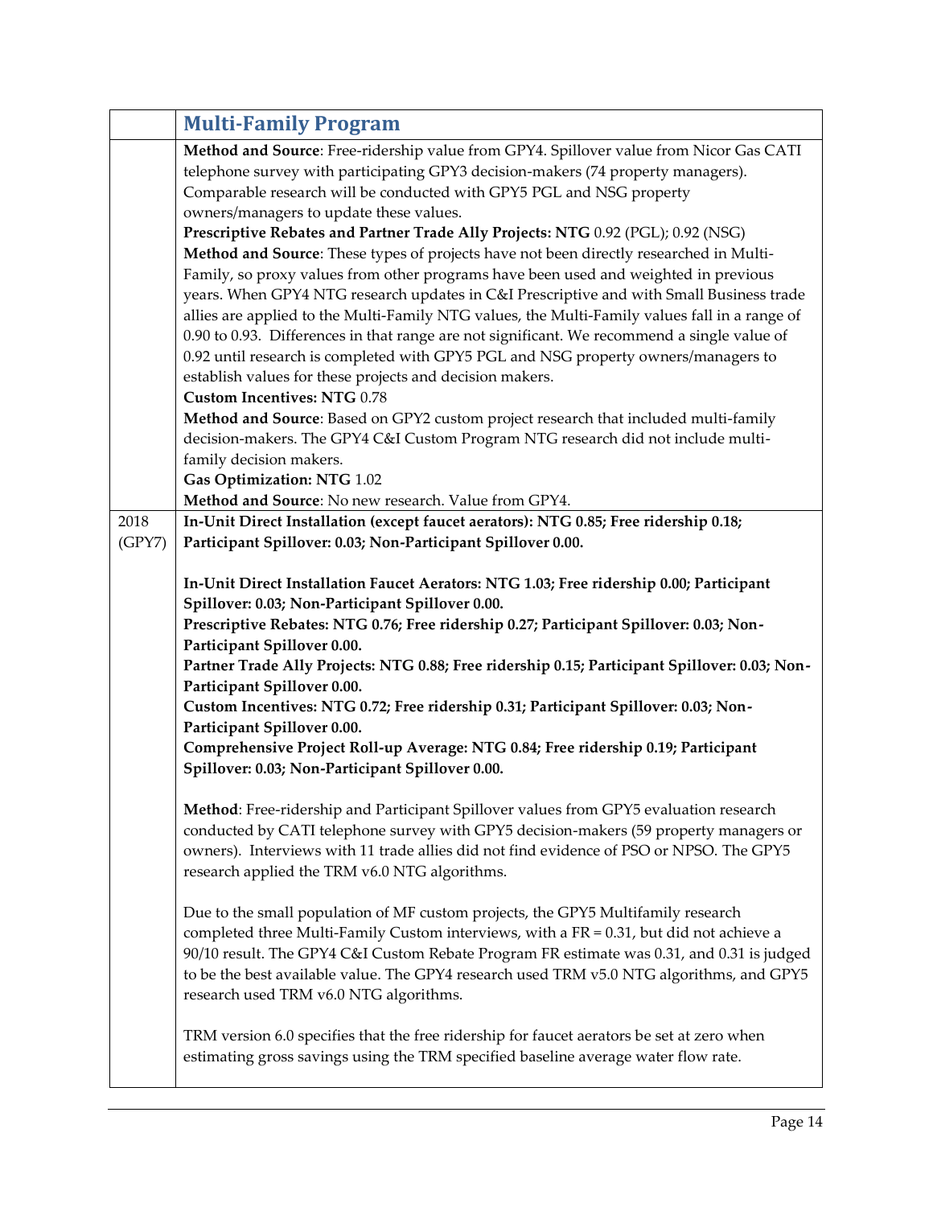| | **Multi-Family Program** |
|---|---|
| | **Method and Source**: Free-ridership value from GPY4. Spillover value from Nicor Gas CATI telephone survey with participating GPY3 decision-makers (74 property managers). Comparable research will be conducted with GPY5 PGL and NSG property owners/managers to update these values.<br>**Prescriptive Rebates and Partner Trade Ally Projects: NTG** 0.92 (PGL); 0.92 (NSG)<br>**Method and Source**: These types of projects have not been directly researched in Multi-Family, so proxy values from other programs have been used and weighted in previous years. When GPY4 NTG research updates in C&I Prescriptive and with Small Business trade allies are applied to the Multi-Family NTG values, the Multi-Family values fall in a range of 0.90 to 0.93. Differences in that range are not significant. We recommend a single value of 0.92 until research is completed with GPY5 PGL and NSG property owners/managers to establish values for these projects and decision makers.<br>**Custom Incentives: NTG** 0.78<br>**Method and Source**: Based on GPY2 custom project research that included multi-family decision-makers. The GPY4 C&I Custom Program NTG research did not include multi-family decision makers.<br>**Gas Optimization: NTG** 1.02<br>**Method and Source**: No new research. Value from GPY4. |
| 2018 (GPY7) | **In-Unit Direct Installation (except faucet aerators): NTG 0.85; Free ridership 0.18; Participant Spillover: 0.03; Non-Participant Spillover 0.00.**<br><br>**In-Unit Direct Installation Faucet Aerators: NTG 1.03; Free ridership 0.00; Participant Spillover: 0.03; Non-Participant Spillover 0.00.**<br>**Prescriptive Rebates: NTG 0.76; Free ridership 0.27; Participant Spillover: 0.03; Non-Participant Spillover 0.00.**<br>**Partner Trade Ally Projects: NTG 0.88; Free ridership 0.15; Participant Spillover: 0.03; Non-Participant Spillover 0.00.**<br>**Custom Incentives: NTG 0.72; Free ridership 0.31; Participant Spillover: 0.03; Non-Participant Spillover 0.00.**<br>**Comprehensive Project Roll-up Average: NTG 0.84; Free ridership 0.19; Participant Spillover: 0.03; Non-Participant Spillover 0.00.**<br><br>**Method**: Free-ridership and Participant Spillover values from GPY5 evaluation research conducted by CATI telephone survey with GPY5 decision-makers (59 property managers or owners). Interviews with 11 trade allies did not find evidence of PSO or NPSO. The GPY5 research applied the TRM v6.0 NTG algorithms.<br><br>Due to the small population of MF custom projects, the GPY5 Multifamily research completed three Multi-Family Custom interviews, with a FR = 0.31, but did not achieve a 90/10 result. The GPY4 C&I Custom Rebate Program FR estimate was 0.31, and 0.31 is judged to be the best available value. The GPY4 research used TRM v5.0 NTG algorithms, and GPY5 research used TRM v6.0 NTG algorithms.<br><br>TRM version 6.0 specifies that the free ridership for faucet aerators be set at zero when estimating gross savings using the TRM specified baseline average water flow rate. |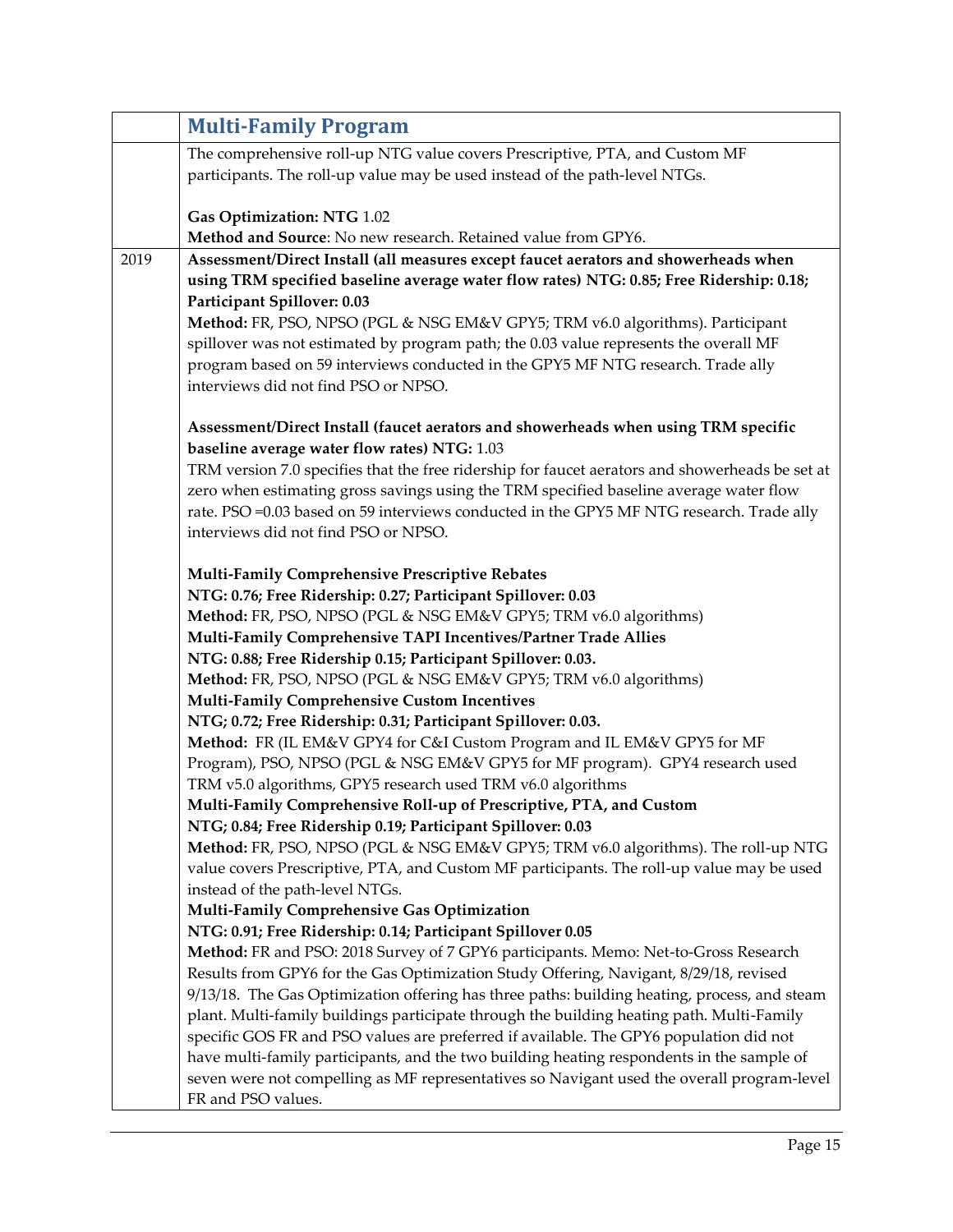| | Multi-Family Program |
|---|---|
| | The comprehensive roll-up NTG value covers Prescriptive, PTA, and Custom MF participants. The roll-up value may be used instead of the path-level NTGs.<br><br>**Gas Optimization: NTG** 1.02<br>**Method and Source**: No new research. Retained value from GPY6. |
| 2019 | **Assessment/Direct Install (all measures except faucet aerators and showerheads when using TRM specified baseline average water flow rates) NTG: 0.85; Free Ridership: 0.18; Participant Spillover: 0.03**<br>**Method:** FR, PSO, NPSO (PGL & NSG EM&V GPY5; TRM v6.0 algorithms). Participant spillover was not estimated by program path; the 0.03 value represents the overall MF program based on 59 interviews conducted in the GPY5 MF NTG research. Trade ally interviews did not find PSO or NPSO.<br><br>**Assessment/Direct Install (faucet aerators and showerheads when using TRM specific baseline average water flow rates) NTG:** 1.03<br>TRM version 7.0 specifies that the free ridership for faucet aerators and showerheads be set at zero when estimating gross savings using the TRM specified baseline average water flow rate. PSO =0.03 based on 59 interviews conducted in the GPY5 MF NTG research. Trade ally interviews did not find PSO or NPSO.<br><br>**Multi-Family Comprehensive Prescriptive Rebates**<br>**NTG: 0.76; Free Ridership: 0.27; Participant Spillover: 0.03**<br>**Method:** FR, PSO, NPSO (PGL & NSG EM&V GPY5; TRM v6.0 algorithms)<br>**Multi-Family Comprehensive TAPI Incentives/Partner Trade Allies**<br>**NTG: 0.88; Free Ridership 0.15; Participant Spillover: 0.03.**<br>**Method:** FR, PSO, NPSO (PGL & NSG EM&V GPY5; TRM v6.0 algorithms)<br>**Multi-Family Comprehensive Custom Incentives**<br>**NTG; 0.72; Free Ridership: 0.31; Participant Spillover: 0.03.**<br>**Method:** FR (IL EM&V GPY4 for C&I Custom Program and IL EM&V GPY5 for MF Program), PSO, NPSO (PGL & NSG EM&V GPY5 for MF program). GPY4 research used TRM v5.0 algorithms, GPY5 research used TRM v6.0 algorithms<br>**Multi-Family Comprehensive Roll-up of Prescriptive, PTA, and Custom**<br>**NTG; 0.84; Free Ridership 0.19; Participant Spillover: 0.03**<br>**Method:** FR, PSO, NPSO (PGL & NSG EM&V GPY5; TRM v6.0 algorithms). The roll-up NTG value covers Prescriptive, PTA, and Custom MF participants. The roll-up value may be used instead of the path-level NTGs.<br>**Multi-Family Comprehensive Gas Optimization**<br>**NTG: 0.91; Free Ridership: 0.14; Participant Spillover 0.05**<br>**Method:** FR and PSO: 2018 Survey of 7 GPY6 participants. Memo: Net-to-Gross Research Results from GPY6 for the Gas Optimization Study Offering, Navigant, 8/29/18, revised 9/13/18. The Gas Optimization offering has three paths: building heating, process, and steam plant. Multi-family buildings participate through the building heating path. Multi-Family specific GOS FR and PSO values are preferred if available. The GPY6 population did not have multi-family participants, and the two building heating respondents in the sample of seven were not compelling as MF representatives so Navigant used the overall program-level FR and PSO values. |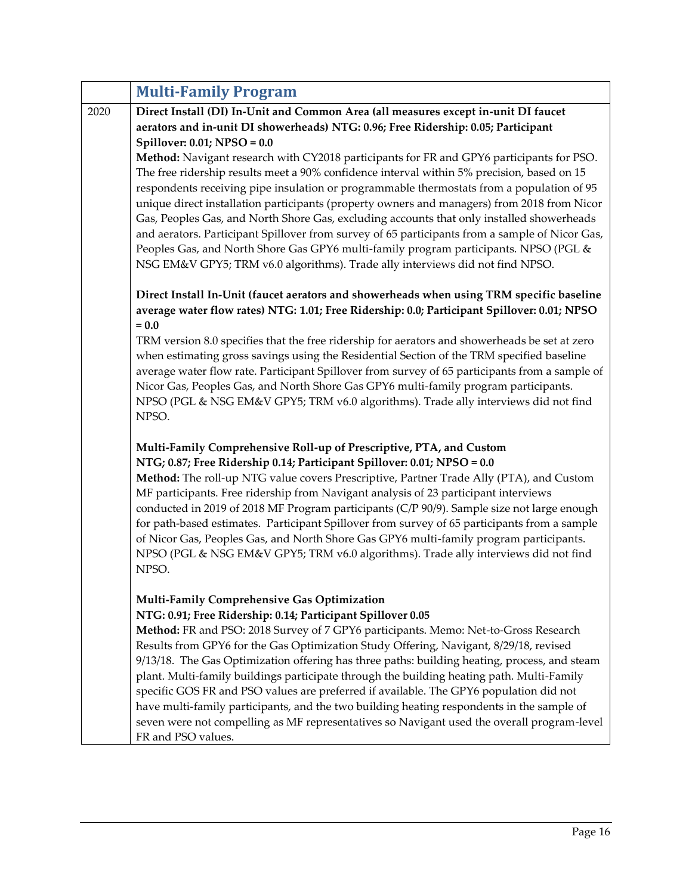| | Multi-Family Program |
|---|---|
| 2020 | **Direct Install (DI) In-Unit and Common Area (all measures except in-unit DI faucet aerators and in-unit DI showerheads) NTG: 0.96; Free Ridership: 0.05; Participant Spillover: 0.01; NPSO = 0.0**<br>**Method:** Navigant research with CY2018 participants for FR and GPY6 participants for PSO. The free ridership results meet a 90% confidence interval within 5% precision, based on 15 respondents receiving pipe insulation or programmable thermostats from a population of 95 unique direct installation participants (property owners and managers) from 2018 from Nicor Gas, Peoples Gas, and North Shore Gas, excluding accounts that only installed showerheads and aerators. Participant Spillover from survey of 65 participants from a sample of Nicor Gas, Peoples Gas, and North Shore Gas GPY6 multi-family program participants. NPSO (PGL & NSG EM&V GPY5; TRM v6.0 algorithms). Trade ally interviews did not find NPSO.<br><br>**Direct Install In-Unit (faucet aerators and showerheads when using TRM specific baseline average water flow rates) NTG: 1.01; Free Ridership: 0.0; Participant Spillover: 0.01; NPSO = 0.0**<br>TRM version 8.0 specifies that the free ridership for aerators and showerheads be set at zero when estimating gross savings using the Residential Section of the TRM specified baseline average water flow rate. Participant Spillover from survey of 65 participants from a sample of Nicor Gas, Peoples Gas, and North Shore Gas GPY6 multi-family program participants. NPSO (PGL & NSG EM&V GPY5; TRM v6.0 algorithms). Trade ally interviews did not find NPSO.<br><br>**Multi-Family Comprehensive Roll-up of Prescriptive, PTA, and Custom NTG; 0.87; Free Ridership 0.14; Participant Spillover: 0.01; NPSO = 0.0**<br>**Method:** The roll-up NTG value covers Prescriptive, Partner Trade Ally (PTA), and Custom MF participants. Free ridership from Navigant analysis of 23 participant interviews conducted in 2019 of 2018 MF Program participants (C/P 90/9). Sample size not large enough for path-based estimates. Participant Spillover from survey of 65 participants from a sample of Nicor Gas, Peoples Gas, and North Shore Gas GPY6 multi-family program participants. NPSO (PGL & NSG EM&V GPY5; TRM v6.0 algorithms). Trade ally interviews did not find NPSO.<br><br>**Multi-Family Comprehensive Gas Optimization NTG: 0.91; Free Ridership: 0.14; Participant Spillover 0.05**<br>**Method:** FR and PSO: 2018 Survey of 7 GPY6 participants. Memo: Net-to-Gross Research Results from GPY6 for the Gas Optimization Study Offering, Navigant, 8/29/18, revised 9/13/18. The Gas Optimization offering has three paths: building heating, process, and steam plant. Multi-family buildings participate through the building heating path. Multi-Family specific GOS FR and PSO values are preferred if available. The GPY6 population did not have multi-family participants, and the two building heating respondents in the sample of seven were not compelling as MF representatives so Navigant used the overall program-level FR and PSO values. |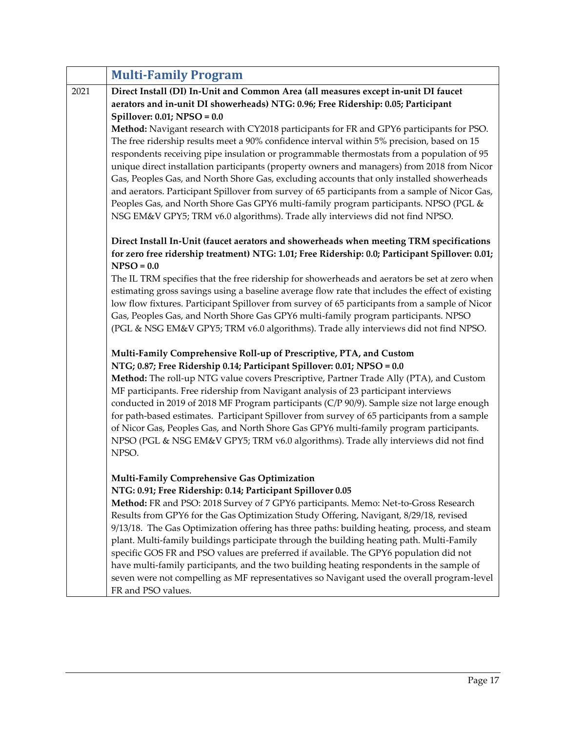| | Multi-Family Program |
|---|---|
| 2021 | **Direct Install (DI) In-Unit and Common Area (all measures except in-unit DI faucet aerators and in-unit DI showerheads) NTG: 0.96; Free Ridership: 0.05; Participant Spillover: 0.01; NPSO = 0.0**<br>**Method:** Navigant research with CY2018 participants for FR and GPY6 participants for PSO. The free ridership results meet a 90% confidence interval within 5% precision, based on 15 respondents receiving pipe insulation or programmable thermostats from a population of 95 unique direct installation participants (property owners and managers) from 2018 from Nicor Gas, Peoples Gas, and North Shore Gas, excluding accounts that only installed showerheads and aerators. Participant Spillover from survey of 65 participants from a sample of Nicor Gas, Peoples Gas, and North Shore Gas GPY6 multi-family program participants. NPSO (PGL & NSG EM&V GPY5; TRM v6.0 algorithms). Trade ally interviews did not find NPSO.<br><br>**Direct Install In-Unit (faucet aerators and showerheads when meeting TRM specifications for zero free ridership treatment) NTG: 1.01; Free Ridership: 0.0; Participant Spillover: 0.01; NPSO = 0.0**<br>The IL TRM specifies that the free ridership for showerheads and aerators be set at zero when estimating gross savings using a baseline average flow rate that includes the effect of existing low flow fixtures. Participant Spillover from survey of 65 participants from a sample of Nicor Gas, Peoples Gas, and North Shore Gas GPY6 multi-family program participants. NPSO (PGL & NSG EM&V GPY5; TRM v6.0 algorithms). Trade ally interviews did not find NPSO.<br><br>**Multi-Family Comprehensive Roll-up of Prescriptive, PTA, and Custom NTG; 0.87; Free Ridership 0.14; Participant Spillover: 0.01; NPSO = 0.0**<br>**Method:** The roll-up NTG value covers Prescriptive, Partner Trade Ally (PTA), and Custom MF participants. Free ridership from Navigant analysis of 23 participant interviews conducted in 2019 of 2018 MF Program participants (C/P 90/9). Sample size not large enough for path-based estimates. Participant Spillover from survey of 65 participants from a sample of Nicor Gas, Peoples Gas, and North Shore Gas GPY6 multi-family program participants. NPSO (PGL & NSG EM&V GPY5; TRM v6.0 algorithms). Trade ally interviews did not find NPSO.<br><br>**Multi-Family Comprehensive Gas Optimization NTG: 0.91; Free Ridership: 0.14; Participant Spillover 0.05**<br>**Method:** FR and PSO: 2018 Survey of 7 GPY6 participants. Memo: Net-to-Gross Research Results from GPY6 for the Gas Optimization Study Offering, Navigant, 8/29/18, revised 9/13/18. The Gas Optimization offering has three paths: building heating, process, and steam plant. Multi-family buildings participate through the building heating path. Multi-Family specific GOS FR and PSO values are preferred if available. The GPY6 population did not have multi-family participants, and the two building heating respondents in the sample of seven were not compelling as MF representatives so Navigant used the overall program-level FR and PSO values. |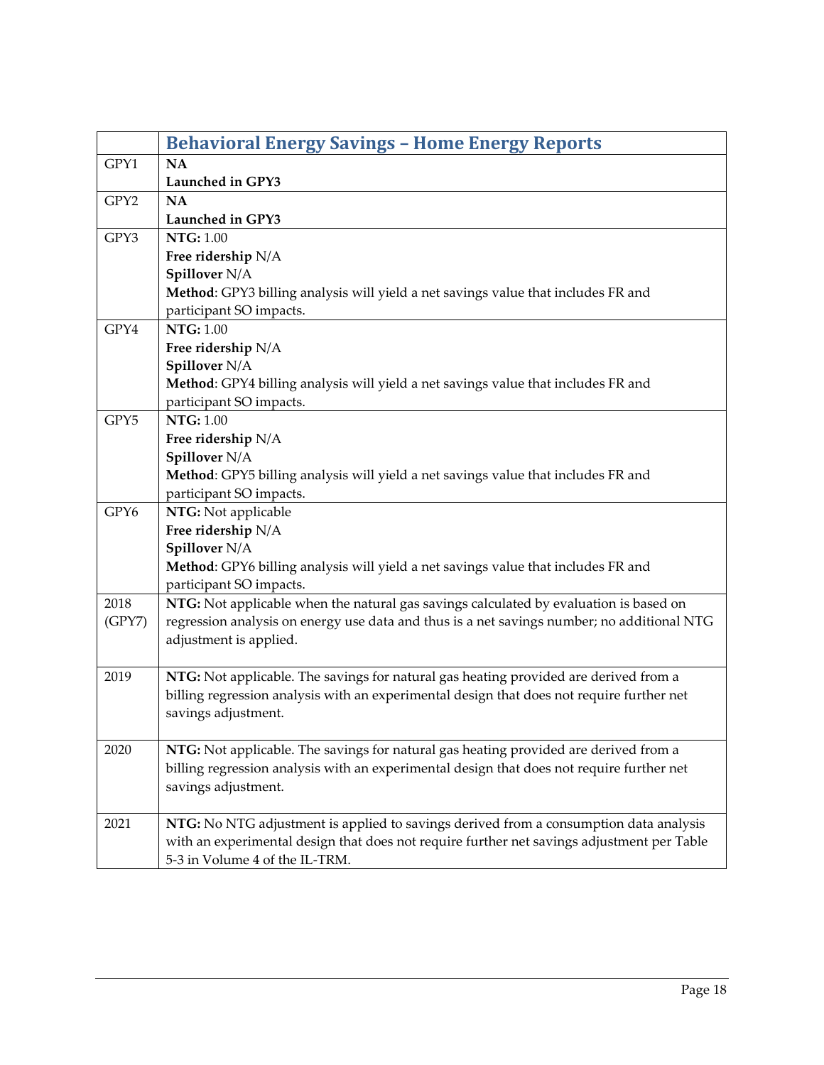| | **Behavioral Energy Savings – Home Energy Reports** |
|---|---|
| GPY1 | **NA**<br>**Launched in GPY3** |
| GPY2 | **NA**<br>**Launched in GPY3** |
| GPY3 | **NTG:** 1.00<br>**Free ridership** N/A<br>**Spillover** N/A<br>**Method**: GPY3 billing analysis will yield a net savings value that includes FR and participant SO impacts. |
| GPY4 | **NTG:** 1.00<br>**Free ridership** N/A<br>**Spillover** N/A<br>**Method**: GPY4 billing analysis will yield a net savings value that includes FR and participant SO impacts. |
| GPY5 | **NTG:** 1.00<br>**Free ridership** N/A<br>**Spillover** N/A<br>**Method**: GPY5 billing analysis will yield a net savings value that includes FR and participant SO impacts. |
| GPY6 | **NTG:** Not applicable<br>**Free ridership** N/A<br>**Spillover** N/A<br>**Method**: GPY6 billing analysis will yield a net savings value that includes FR and participant SO impacts. |
| 2018 (GPY7) | **NTG:** Not applicable when the natural gas savings calculated by evaluation is based on regression analysis on energy use data and thus is a net savings number; no additional NTG adjustment is applied. |
| 2019 | **NTG:** Not applicable. The savings for natural gas heating provided are derived from a billing regression analysis with an experimental design that does not require further net savings adjustment. |
| 2020 | **NTG:** Not applicable. The savings for natural gas heating provided are derived from a billing regression analysis with an experimental design that does not require further net savings adjustment. |
| 2021 | **NTG:** No NTG adjustment is applied to savings derived from a consumption data analysis with an experimental design that does not require further net savings adjustment per Table 5-3 in Volume 4 of the IL-TRM. |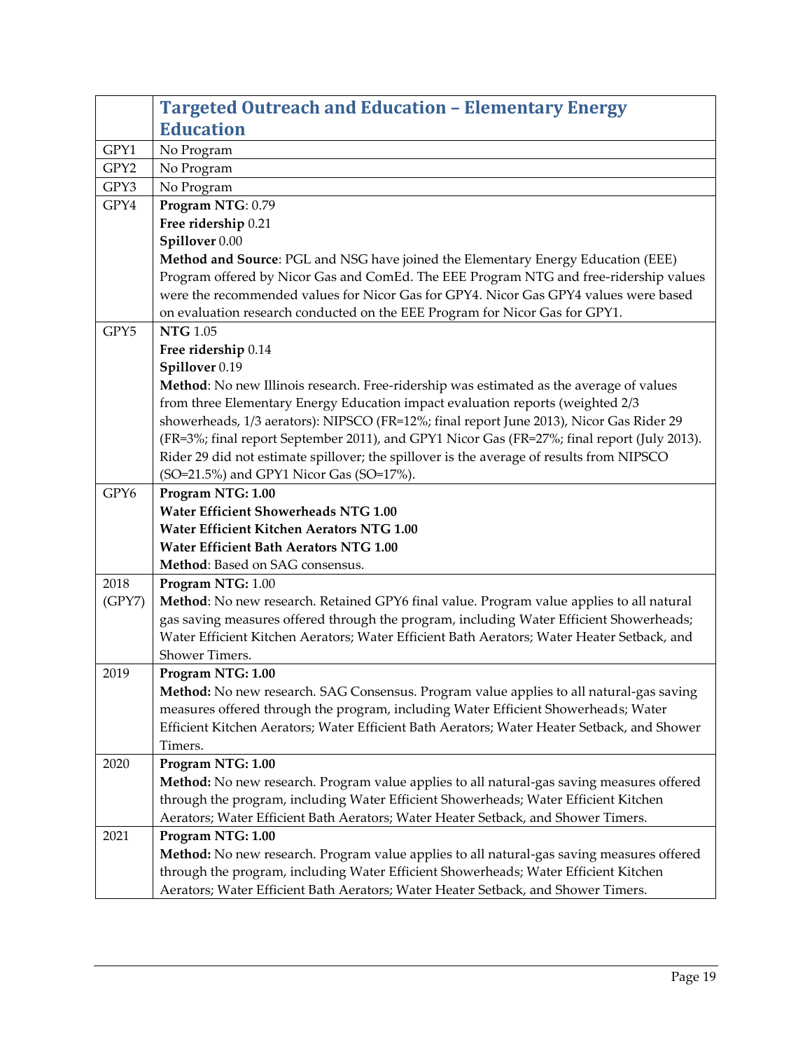| | Targeted Outreach and Education – Elementary Energy Education |
|---|---|
| GPY1 | No Program |
| GPY2 | No Program |
| GPY3 | No Program |
| GPY4 | **Program NTG**: 0.79<br>**Free ridership** 0.21<br>**Spillover** 0.00<br>**Method and Source**: PGL and NSG have joined the Elementary Energy Education (EEE) Program offered by Nicor Gas and ComEd. The EEE Program NTG and free-ridership values were the recommended values for Nicor Gas for GPY4. Nicor Gas GPY4 values were based on evaluation research conducted on the EEE Program for Nicor Gas for GPY1. |
| GPY5 | **NTG** 1.05<br>**Free ridership** 0.14<br>**Spillover** 0.19<br>**Method**: No new Illinois research. Free-ridership was estimated as the average of values from three Elementary Energy Education impact evaluation reports (weighted 2/3 showerheads, 1/3 aerators): NIPSCO (FR=12%; final report June 2013), Nicor Gas Rider 29 (FR=3%; final report September 2011), and GPY1 Nicor Gas (FR=27%; final report (July 2013). Rider 29 did not estimate spillover; the spillover is the average of results from NIPSCO (SO=21.5%) and GPY1 Nicor Gas (SO=17%). |
| GPY6 | **Program NTG: 1.00**<br>**Water Efficient Showerheads NTG 1.00**<br>**Water Efficient Kitchen Aerators NTG 1.00**<br>**Water Efficient Bath Aerators NTG 1.00**<br>**Method**: Based on SAG consensus. |
| 2018 (GPY7) | **Program NTG:** 1.00<br>**Method**: No new research. Retained GPY6 final value. Program value applies to all natural gas saving measures offered through the program, including Water Efficient Showerheads; Water Efficient Kitchen Aerators; Water Efficient Bath Aerators; Water Heater Setback, and Shower Timers. |
| 2019 | **Program NTG: 1.00**<br>**Method:** No new research. SAG Consensus. Program value applies to all natural-gas saving measures offered through the program, including Water Efficient Showerheads; Water Efficient Kitchen Aerators; Water Efficient Bath Aerators; Water Heater Setback, and Shower Timers. |
| 2020 | **Program NTG: 1.00**<br>**Method:** No new research. Program value applies to all natural-gas saving measures offered through the program, including Water Efficient Showerheads; Water Efficient Kitchen Aerators; Water Efficient Bath Aerators; Water Heater Setback, and Shower Timers. |
| 2021 | **Program NTG: 1.00**<br>**Method:** No new research. Program value applies to all natural-gas saving measures offered through the program, including Water Efficient Showerheads; Water Efficient Kitchen Aerators; Water Efficient Bath Aerators; Water Heater Setback, and Shower Timers. |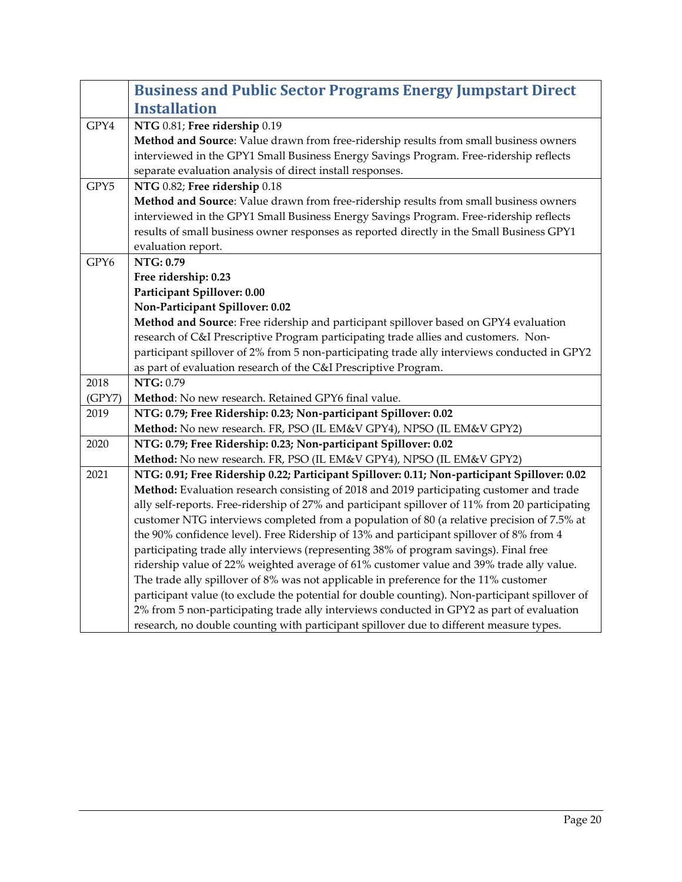| | Business and Public Sector Programs Energy Jumpstart Direct Installation |
|---|---|
| GPY4 | **NTG** 0.81; **Free ridership** 0.19<br>**Method and Source**: Value drawn from free-ridership results from small business owners interviewed in the GPY1 Small Business Energy Savings Program. Free-ridership reflects separate evaluation analysis of direct install responses. |
| GPY5 | **NTG** 0.82; **Free ridership** 0.18<br>**Method and Source**: Value drawn from free-ridership results from small business owners interviewed in the GPY1 Small Business Energy Savings Program. Free-ridership reflects results of small business owner responses as reported directly in the Small Business GPY1 evaluation report. |
| GPY6 | **NTG: 0.79**<br>**Free ridership: 0.23**<br>**Participant Spillover: 0.00**<br>**Non-Participant Spillover: 0.02**<br>**Method and Source**: Free ridership and participant spillover based on GPY4 evaluation research of C&I Prescriptive Program participating trade allies and customers. Non-participant spillover of 2% from 5 non-participating trade ally interviews conducted in GPY2 as part of evaluation research of the C&I Prescriptive Program. |
| 2018 (GPY7) | **NTG:** 0.79<br>**Method**: No new research. Retained GPY6 final value. |
| 2019 | **NTG: 0.79; Free Ridership: 0.23; Non-participant Spillover: 0.02**<br>**Method:** No new research. FR, PSO (IL EM&V GPY4), NPSO (IL EM&V GPY2) |
| 2020 | **NTG: 0.79; Free Ridership: 0.23; Non-participant Spillover: 0.02**<br>**Method:** No new research. FR, PSO (IL EM&V GPY4), NPSO (IL EM&V GPY2) |
| 2021 | **NTG: 0.91; Free Ridership 0.22; Participant Spillover: 0.11; Non-participant Spillover: 0.02**<br>**Method:** Evaluation research consisting of 2018 and 2019 participating customer and trade ally self-reports. Free-ridership of 27% and participant spillover of 11% from 20 participating customer NTG interviews completed from a population of 80 (a relative precision of 7.5% at the 90% confidence level). Free Ridership of 13% and participant spillover of 8% from 4 participating trade ally interviews (representing 38% of program savings). Final free ridership value of 22% weighted average of 61% customer value and 39% trade ally value. The trade ally spillover of 8% was not applicable in preference for the 11% customer participant value (to exclude the potential for double counting). Non-participant spillover of 2% from 5 non-participating trade ally interviews conducted in GPY2 as part of evaluation research, no double counting with participant spillover due to different measure types. |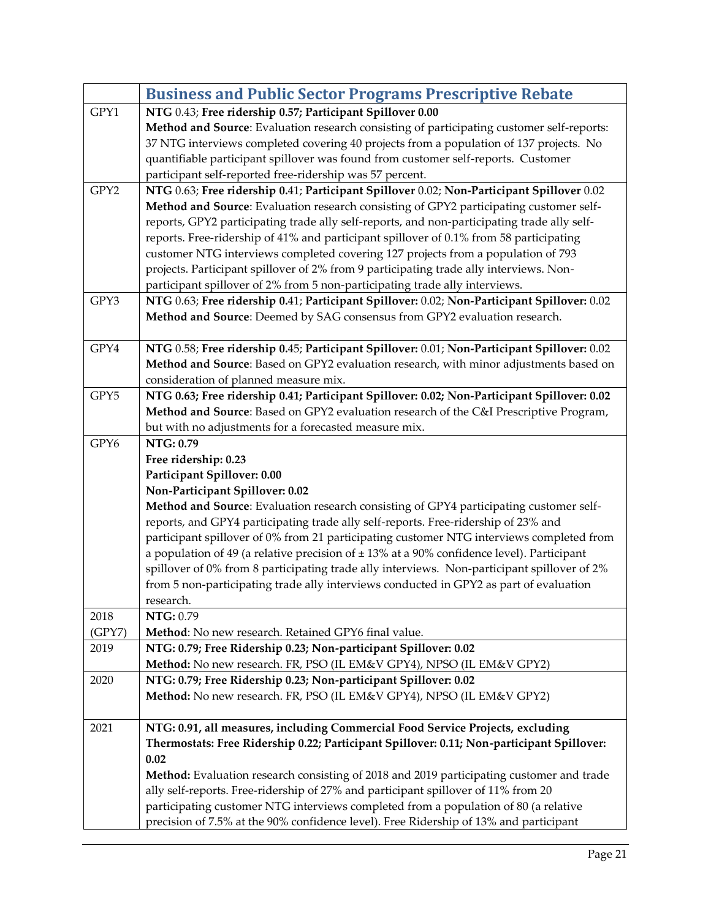| | Business and Public Sector Programs Prescriptive Rebate |
|---|---|
| GPY1 | **NTG** 0.43; **Free ridership 0.57; Participant Spillover 0.00** **Method and Source**: Evaluation research consisting of participating customer self-reports: 37 NTG interviews completed covering 40 projects from a population of 137 projects. No quantifiable participant spillover was found from customer self-reports. Customer participant self-reported free-ridership was 57 percent. |
| GPY2 | **NTG** 0.63; **Free ridership 0.**41; **Participant Spillover** 0.02; **Non-Participant Spillover** 0.02 **Method and Source**: Evaluation research consisting of GPY2 participating customer self-reports, GPY2 participating trade ally self-reports, and non-participating trade ally self-reports. Free-ridership of 41% and participant spillover of 0.1% from 58 participating customer NTG interviews completed covering 127 projects from a population of 793 projects. Participant spillover of 2% from 9 participating trade ally interviews. Non-participant spillover of 2% from 5 non-participating trade ally interviews. |
| GPY3 | **NTG** 0.63; **Free ridership 0.**41; **Participant Spillover:** 0.02; **Non-Participant Spillover:** 0.02 **Method and Source**: Deemed by SAG consensus from GPY2 evaluation research. |
| GPY4 | **NTG** 0.58; **Free ridership 0.**45; **Participant Spillover:** 0.01; **Non-Participant Spillover:** 0.02 **Method and Source**: Based on GPY2 evaluation research, with minor adjustments based on consideration of planned measure mix. |
| GPY5 | **NTG 0.63; Free ridership 0.41; Participant Spillover: 0.02; Non-Participant Spillover: 0.02** **Method and Source**: Based on GPY2 evaluation research of the C&I Prescriptive Program, but with no adjustments for a forecasted measure mix. |
| GPY6 | **NTG: 0.79** **Free ridership: 0.23** **Participant Spillover: 0.00** **Non-Participant Spillover: 0.02** **Method and Source**: Evaluation research consisting of GPY4 participating customer self-reports, and GPY4 participating trade ally self-reports. Free-ridership of 23% and participant spillover of 0% from 21 participating customer NTG interviews completed from a population of 49 (a relative precision of ± 13% at a 90% confidence level). Participant spillover of 0% from 8 participating trade ally interviews. Non-participant spillover of 2% from 5 non-participating trade ally interviews conducted in GPY2 as part of evaluation research. |
| 2018 (GPY7) | **NTG:** 0.79 **Method**: No new research. Retained GPY6 final value. |
| 2019 | **NTG: 0.79; Free Ridership 0.23; Non-participant Spillover: 0.02** **Method:** No new research. FR, PSO (IL EM&V GPY4), NPSO (IL EM&V GPY2) |
| 2020 | **NTG: 0.79; Free Ridership 0.23; Non-participant Spillover: 0.02** **Method:** No new research. FR, PSO (IL EM&V GPY4), NPSO (IL EM&V GPY2) |
| 2021 | **NTG: 0.91, all measures, including Commercial Food Service Projects, excluding Thermostats: Free Ridership 0.22; Participant Spillover: 0.11; Non-participant Spillover: 0.02** **Method:** Evaluation research consisting of 2018 and 2019 participating customer and trade ally self-reports. Free-ridership of 27% and participant spillover of 11% from 20 participating customer NTG interviews completed from a population of 80 (a relative precision of 7.5% at the 90% confidence level). Free Ridership of 13% and participant |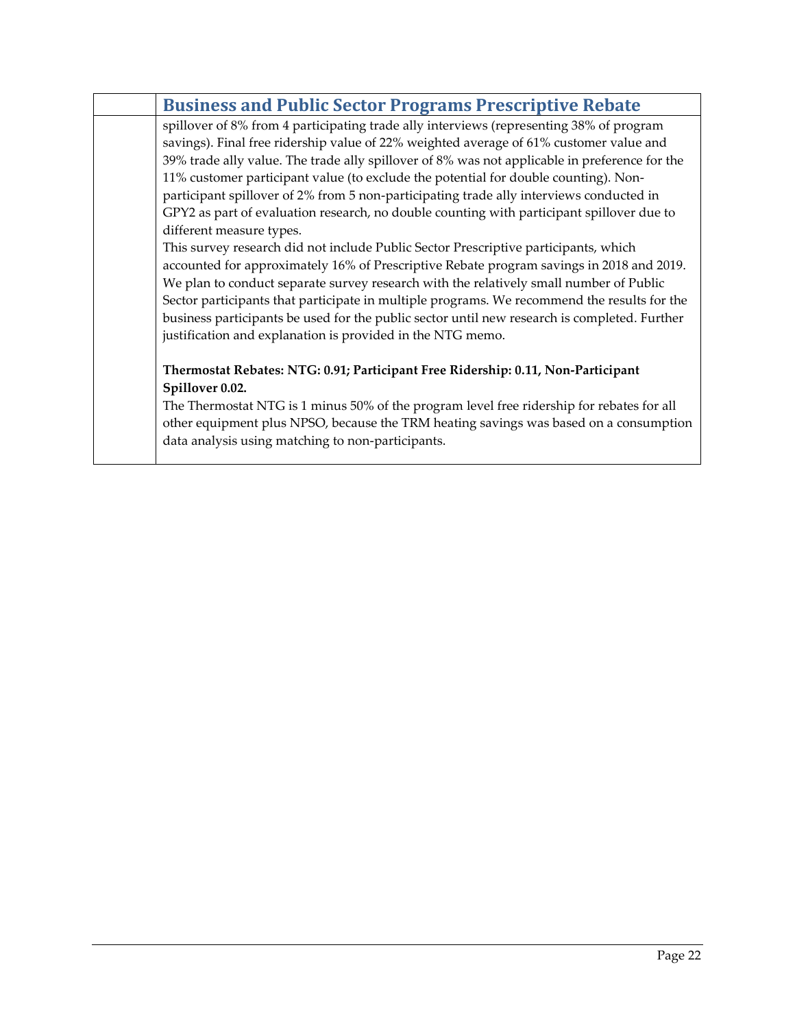| | Business and Public Sector Programs Prescriptive Rebate |
|---|---|
| | spillover of 8% from 4 participating trade ally interviews (representing 38% of program savings). Final free ridership value of 22% weighted average of 61% customer value and 39% trade ally value. The trade ally spillover of 8% was not applicable in preference for the 11% customer participant value (to exclude the potential for double counting). Non-participant spillover of 2% from 5 non-participating trade ally interviews conducted in GPY2 as part of evaluation research, no double counting with participant spillover due to different measure types.<br>This survey research did not include Public Sector Prescriptive participants, which accounted for approximately 16% of Prescriptive Rebate program savings in 2018 and 2019. We plan to conduct separate survey research with the relatively small number of Public Sector participants that participate in multiple programs. We recommend the results for the business participants be used for the public sector until new research is completed. Further justification and explanation is provided in the NTG memo.<br><br>**Thermostat Rebates: NTG: 0.91; Participant Free Ridership: 0.11, Non-Participant Spillover 0.02.**<br>The Thermostat NTG is 1 minus 50% of the program level free ridership for rebates for all other equipment plus NPSO, because the TRM heating savings was based on a consumption data analysis using matching to non-participants. |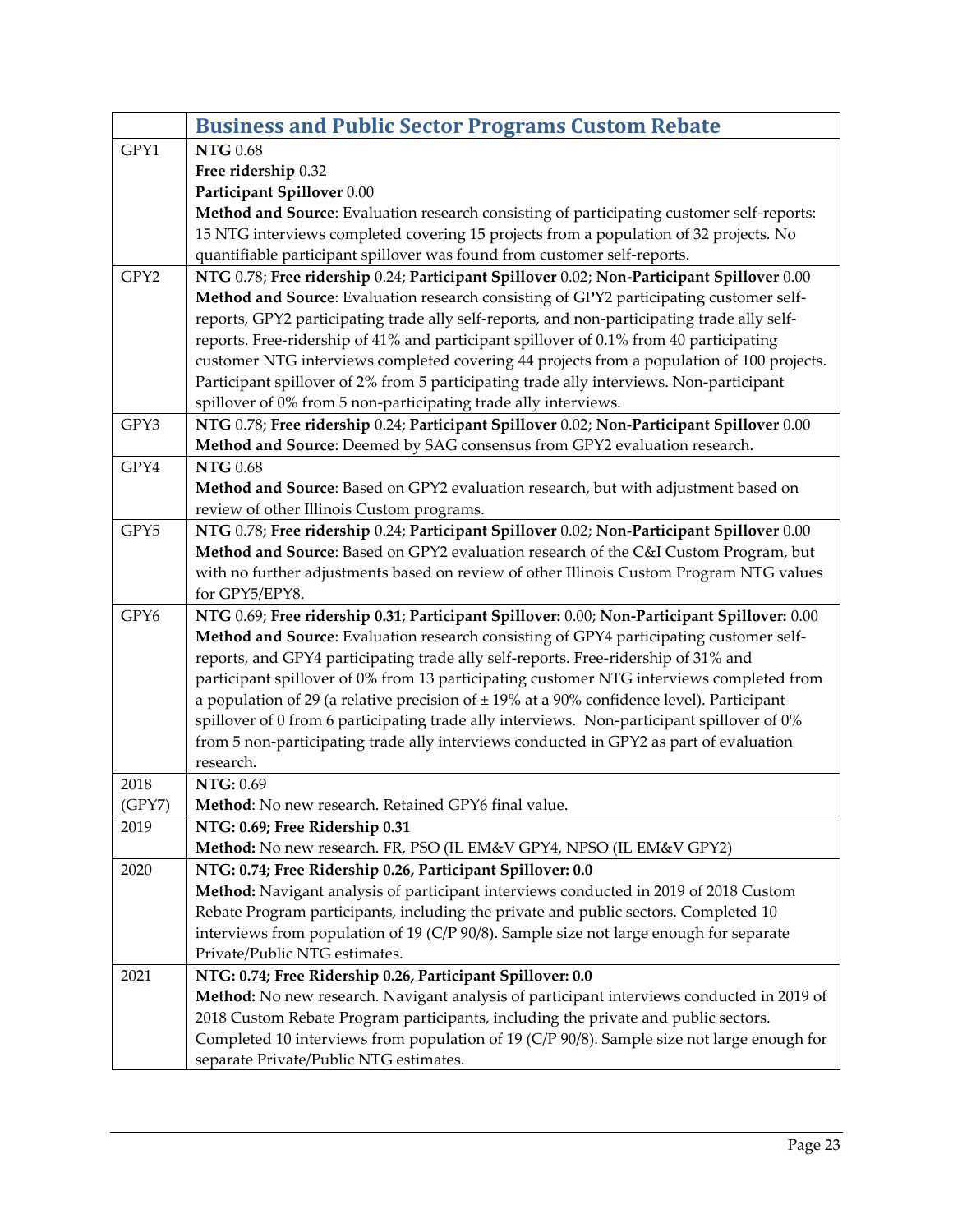| | **Business and Public Sector Programs Custom Rebate** |
|---|---|
| GPY1 | **NTG** 0.68<br>**Free ridership** 0.32<br>**Participant Spillover** 0.00<br>**Method and Source**: Evaluation research consisting of participating customer self-reports: 15 NTG interviews completed covering 15 projects from a population of 32 projects. No quantifiable participant spillover was found from customer self-reports. |
| GPY2 | **NTG** 0.78; **Free ridership** 0.24; **Participant Spillover** 0.02; **Non-Participant Spillover** 0.00<br>**Method and Source**: Evaluation research consisting of GPY2 participating customer self-reports, GPY2 participating trade ally self-reports, and non-participating trade ally self-reports. Free-ridership of 41% and participant spillover of 0.1% from 40 participating customer NTG interviews completed covering 44 projects from a population of 100 projects. Participant spillover of 2% from 5 participating trade ally interviews. Non-participant spillover of 0% from 5 non-participating trade ally interviews. |
| GPY3 | **NTG** 0.78; **Free ridership** 0.24; **Participant Spillover** 0.02; **Non-Participant Spillover** 0.00<br>**Method and Source**: Deemed by SAG consensus from GPY2 evaluation research. |
| GPY4 | **NTG** 0.68<br>**Method and Source**: Based on GPY2 evaluation research, but with adjustment based on review of other Illinois Custom programs. |
| GPY5 | **NTG** 0.78; **Free ridership** 0.24; **Participant Spillover** 0.02; **Non-Participant Spillover** 0.00<br>**Method and Source**: Based on GPY2 evaluation research of the C&I Custom Program, but with no further adjustments based on review of other Illinois Custom Program NTG values for GPY5/EPY8. |
| GPY6 | **NTG** 0.69; **Free ridership 0.31**; **Participant Spillover:** 0.00; **Non-Participant Spillover:** 0.00<br>**Method and Source**: Evaluation research consisting of GPY4 participating customer self-reports, and GPY4 participating trade ally self-reports. Free-ridership of 31% and participant spillover of 0% from 13 participating customer NTG interviews completed from a population of 29 (a relative precision of ± 19% at a 90% confidence level). Participant spillover of 0 from 6 participating trade ally interviews. Non-participant spillover of 0% from 5 non-participating trade ally interviews conducted in GPY2 as part of evaluation research. |
| 2018 (GPY7) | **NTG:** 0.69<br>**Method**: No new research. Retained GPY6 final value. |
| 2019 | **NTG: 0.69; Free Ridership 0.31**<br>**Method:** No new research. FR, PSO (IL EM&V GPY4, NPSO (IL EM&V GPY2) |
| 2020 | **NTG: 0.74; Free Ridership 0.26, Participant Spillover: 0.0**<br>**Method:** Navigant analysis of participant interviews conducted in 2019 of 2018 Custom Rebate Program participants, including the private and public sectors. Completed 10 interviews from population of 19 (C/P 90/8). Sample size not large enough for separate Private/Public NTG estimates. |
| 2021 | **NTG: 0.74; Free Ridership 0.26, Participant Spillover: 0.0**<br>**Method:** No new research. Navigant analysis of participant interviews conducted in 2019 of 2018 Custom Rebate Program participants, including the private and public sectors. Completed 10 interviews from population of 19 (C/P 90/8). Sample size not large enough for separate Private/Public NTG estimates. |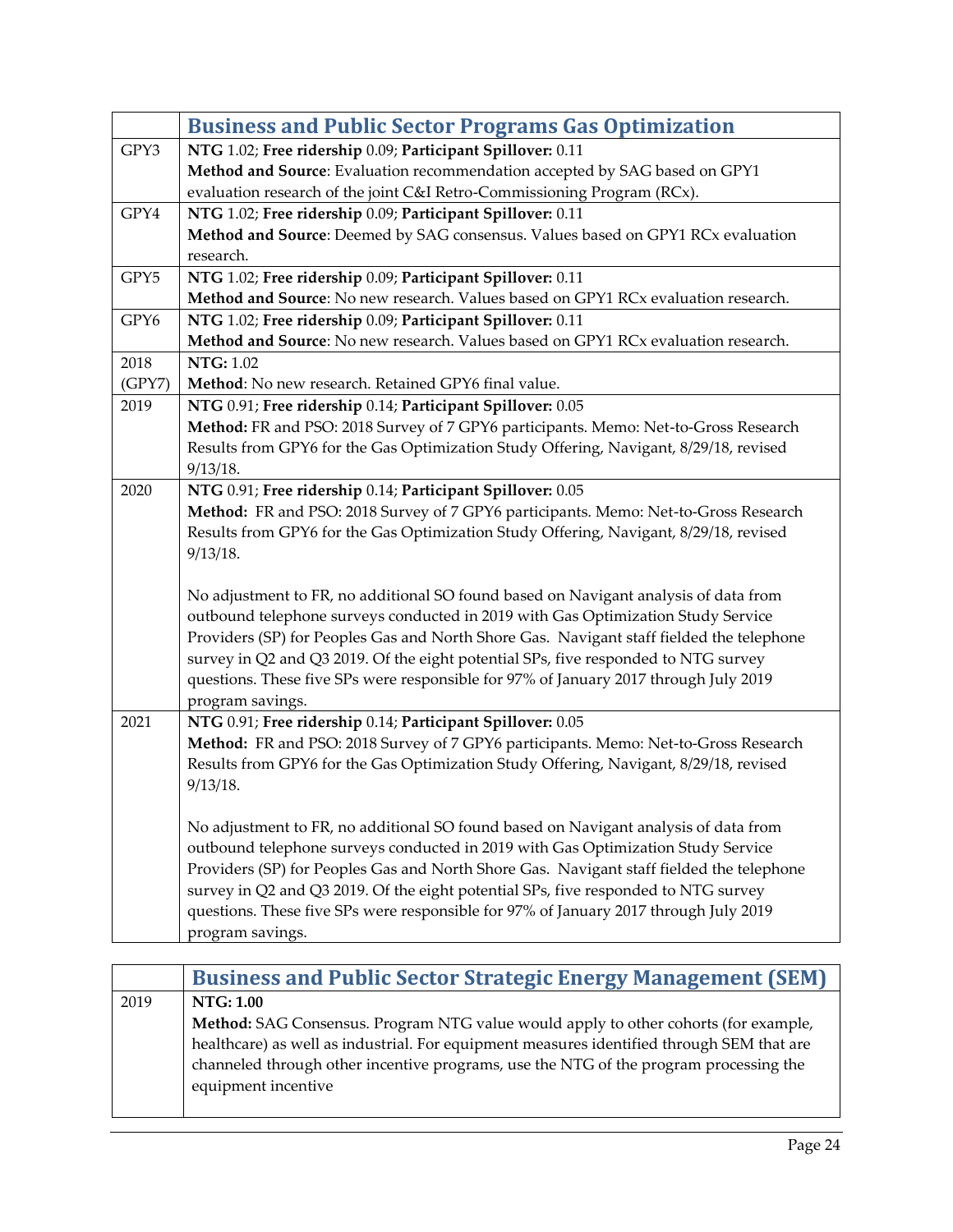| | **Business and Public Sector Programs Gas Optimization** |
|---|---|
| GPY3 | **NTG** 1.02; **Free ridership** 0.09; **Participant Spillover:** 0.11<br>**Method and Source**: Evaluation recommendation accepted by SAG based on GPY1 evaluation research of the joint C&I Retro-Commissioning Program (RCx). |
| GPY4 | **NTG** 1.02; **Free ridership** 0.09; **Participant Spillover:** 0.11<br>**Method and Source**: Deemed by SAG consensus. Values based on GPY1 RCx evaluation research. |
| GPY5 | **NTG** 1.02; **Free ridership** 0.09; **Participant Spillover:** 0.11<br>**Method and Source**: No new research. Values based on GPY1 RCx evaluation research. |
| GPY6 | **NTG** 1.02; **Free ridership** 0.09; **Participant Spillover:** 0.11<br>**Method and Source**: No new research. Values based on GPY1 RCx evaluation research. |
| 2018 (GPY7) | **NTG:** 1.02<br>**Method**: No new research. Retained GPY6 final value. |
| 2019 | **NTG** 0.91; **Free ridership** 0.14; **Participant Spillover:** 0.05<br>**Method:** FR and PSO: 2018 Survey of 7 GPY6 participants. Memo: Net-to-Gross Research Results from GPY6 for the Gas Optimization Study Offering, Navigant, 8/29/18, revised 9/13/18. |
| 2020 | **NTG** 0.91; **Free ridership** 0.14; **Participant Spillover:** 0.05<br>**Method:** FR and PSO: 2018 Survey of 7 GPY6 participants. Memo: Net-to-Gross Research Results from GPY6 for the Gas Optimization Study Offering, Navigant, 8/29/18, revised 9/13/18.<br><br>No adjustment to FR, no additional SO found based on Navigant analysis of data from outbound telephone surveys conducted in 2019 with Gas Optimization Study Service Providers (SP) for Peoples Gas and North Shore Gas. Navigant staff fielded the telephone survey in Q2 and Q3 2019. Of the eight potential SPs, five responded to NTG survey questions. These five SPs were responsible for 97% of January 2017 through July 2019 program savings. |
| 2021 | **NTG** 0.91; **Free ridership** 0.14; **Participant Spillover:** 0.05<br>**Method:** FR and PSO: 2018 Survey of 7 GPY6 participants. Memo: Net-to-Gross Research Results from GPY6 for the Gas Optimization Study Offering, Navigant, 8/29/18, revised 9/13/18.<br><br>No adjustment to FR, no additional SO found based on Navigant analysis of data from outbound telephone surveys conducted in 2019 with Gas Optimization Study Service Providers (SP) for Peoples Gas and North Shore Gas. Navigant staff fielded the telephone survey in Q2 and Q3 2019. Of the eight potential SPs, five responded to NTG survey questions. These five SPs were responsible for 97% of January 2017 through July 2019 program savings. |

| | **Business and Public Sector Strategic Energy Management (SEM)** |
|---|---|
| 2019 | **NTG: 1.00**<br>**Method:** SAG Consensus. Program NTG value would apply to other cohorts (for example, healthcare) as well as industrial. For equipment measures identified through SEM that are channeled through other incentive programs, use the NTG of the program processing the equipment incentive |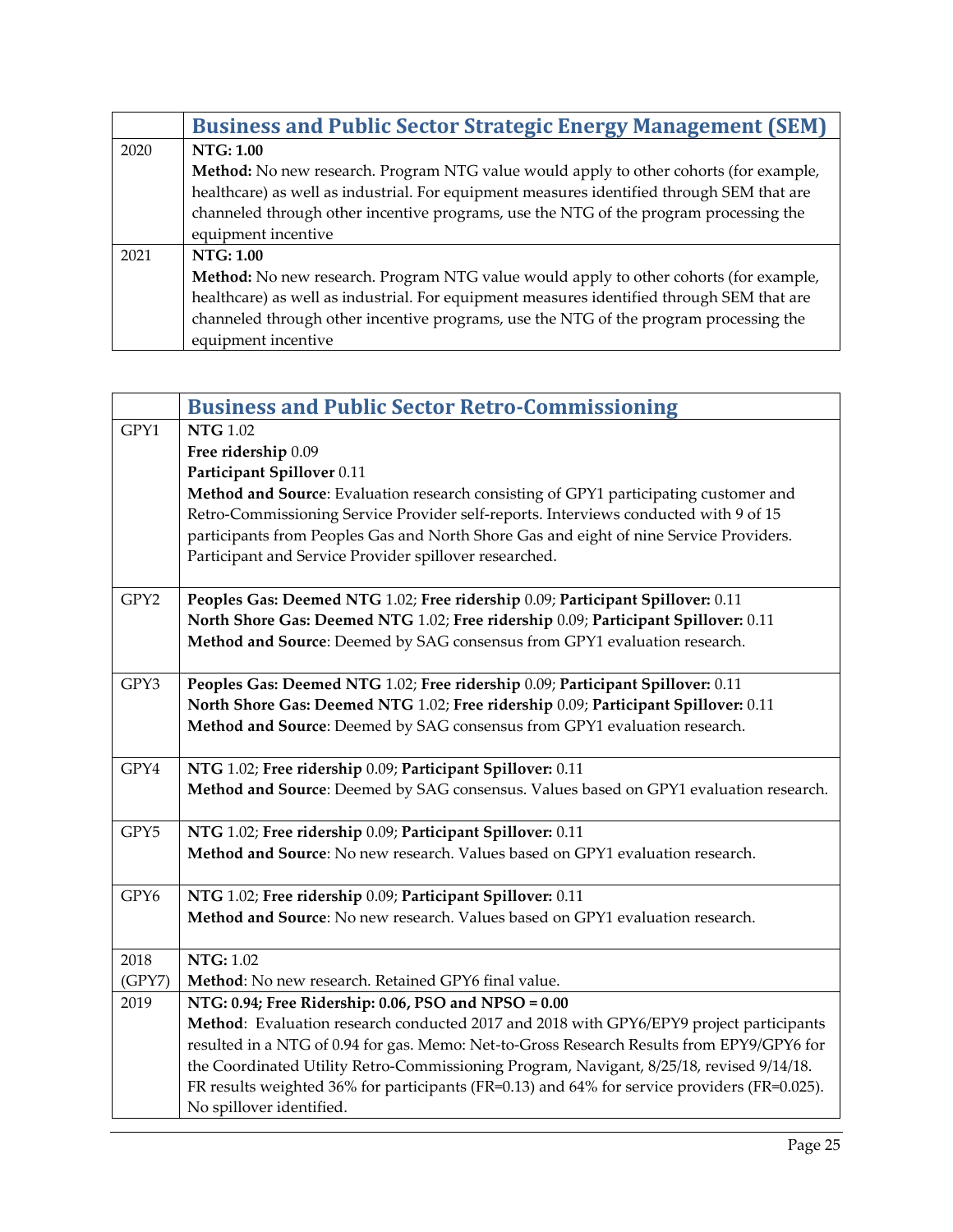| | Business and Public Sector Strategic Energy Management (SEM) |
|---|---|
| 2020 | **NTG: 1.00**<br>**Method:** No new research. Program NTG value would apply to other cohorts (for example, healthcare) as well as industrial. For equipment measures identified through SEM that are channeled through other incentive programs, use the NTG of the program processing the equipment incentive |
| 2021 | **NTG: 1.00**<br>**Method:** No new research. Program NTG value would apply to other cohorts (for example, healthcare) as well as industrial. For equipment measures identified through SEM that are channeled through other incentive programs, use the NTG of the program processing the equipment incentive |

| | Business and Public Sector Retro-Commissioning |
|---|---|
| GPY1 | **NTG** 1.02<br>**Free ridership** 0.09<br>**Participant Spillover** 0.11<br>**Method and Source**: Evaluation research consisting of GPY1 participating customer and Retro-Commissioning Service Provider self-reports. Interviews conducted with 9 of 15 participants from Peoples Gas and North Shore Gas and eight of nine Service Providers. Participant and Service Provider spillover researched. |
| GPY2 | **Peoples Gas: Deemed NTG** 1.02; **Free ridership** 0.09; **Participant Spillover:** 0.11<br>**North Shore Gas: Deemed NTG** 1.02; **Free ridership** 0.09; **Participant Spillover:** 0.11<br>**Method and Source**: Deemed by SAG consensus from GPY1 evaluation research. |
| GPY3 | **Peoples Gas: Deemed NTG** 1.02; **Free ridership** 0.09; **Participant Spillover:** 0.11<br>**North Shore Gas: Deemed NTG** 1.02; **Free ridership** 0.09; **Participant Spillover:** 0.11<br>**Method and Source**: Deemed by SAG consensus from GPY1 evaluation research. |
| GPY4 | **NTG** 1.02; **Free ridership** 0.09; **Participant Spillover:** 0.11<br>**Method and Source**: Deemed by SAG consensus. Values based on GPY1 evaluation research. |
| GPY5 | **NTG** 1.02; **Free ridership** 0.09; **Participant Spillover:** 0.11<br>**Method and Source**: No new research. Values based on GPY1 evaluation research. |
| GPY6 | **NTG** 1.02; **Free ridership** 0.09; **Participant Spillover:** 0.11<br>**Method and Source**: No new research. Values based on GPY1 evaluation research. |
| 2018 (GPY7) | **NTG:** 1.02<br>**Method**: No new research. Retained GPY6 final value. |
| 2019 | **NTG: 0.94; Free Ridership: 0.06, PSO and NPSO = 0.00**<br>**Method**: Evaluation research conducted 2017 and 2018 with GPY6/EPY9 project participants resulted in a NTG of 0.94 for gas. Memo: Net-to-Gross Research Results from EPY9/GPY6 for the Coordinated Utility Retro-Commissioning Program, Navigant, 8/25/18, revised 9/14/18. FR results weighted 36% for participants (FR=0.13) and 64% for service providers (FR=0.025). No spillover identified. |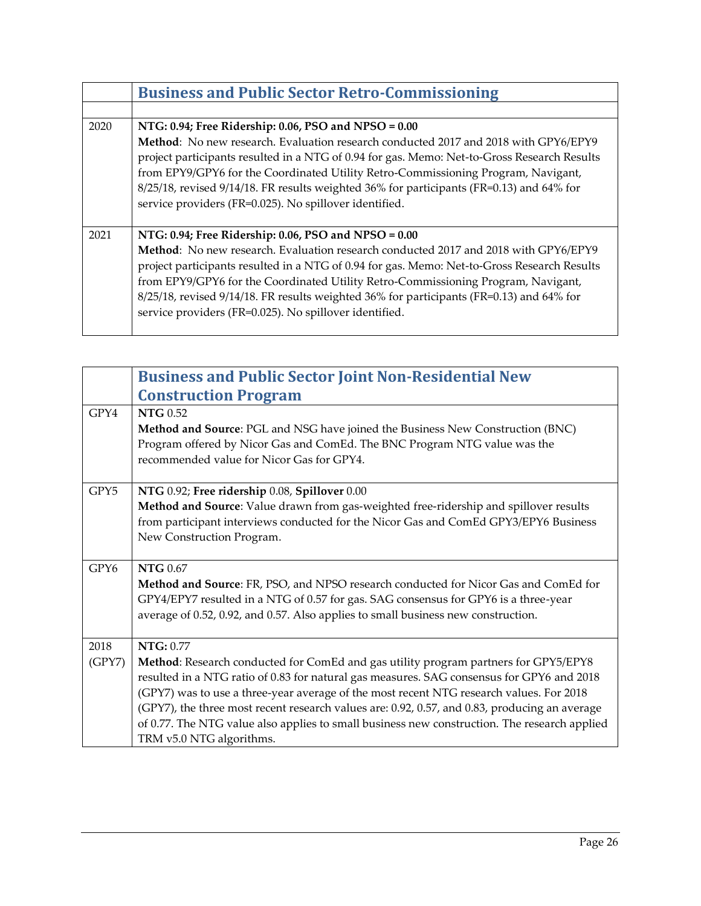| | Business and Public Sector Retro-Commissioning |
|---|---|
| | |
| 2020 | **NTG: 0.94; Free Ridership: 0.06, PSO and NPSO = 0.00**<br>**Method**: No new research. Evaluation research conducted 2017 and 2018 with GPY6/EPY9 project participants resulted in a NTG of 0.94 for gas. Memo: Net-to-Gross Research Results from EPY9/GPY6 for the Coordinated Utility Retro-Commissioning Program, Navigant, 8/25/18, revised 9/14/18. FR results weighted 36% for participants (FR=0.13) and 64% for service providers (FR=0.025). No spillover identified. |
| 2021 | **NTG: 0.94; Free Ridership: 0.06, PSO and NPSO = 0.00**<br>**Method**: No new research. Evaluation research conducted 2017 and 2018 with GPY6/EPY9 project participants resulted in a NTG of 0.94 for gas. Memo: Net-to-Gross Research Results from EPY9/GPY6 for the Coordinated Utility Retro-Commissioning Program, Navigant, 8/25/18, revised 9/14/18. FR results weighted 36% for participants (FR=0.13) and 64% for service providers (FR=0.025). No spillover identified. |

| | Business and Public Sector Joint Non-Residential New Construction Program |
|---|---|
| GPY4 | **NTG** 0.52<br>**Method and Source**: PGL and NSG have joined the Business New Construction (BNC) Program offered by Nicor Gas and ComEd. The BNC Program NTG value was the recommended value for Nicor Gas for GPY4. |
| GPY5 | **NTG** 0.92; **Free ridership** 0.08, **Spillover** 0.00<br>**Method and Source**: Value drawn from gas-weighted free-ridership and spillover results from participant interviews conducted for the Nicor Gas and ComEd GPY3/EPY6 Business New Construction Program. |
| GPY6 | **NTG** 0.67<br>**Method and Source**: FR, PSO, and NPSO research conducted for Nicor Gas and ComEd for GPY4/EPY7 resulted in a NTG of 0.57 for gas. SAG consensus for GPY6 is a three-year average of 0.52, 0.92, and 0.57. Also applies to small business new construction. |
| 2018 (GPY7) | **NTG:** 0.77<br>**Method**: Research conducted for ComEd and gas utility program partners for GPY5/EPY8 resulted in a NTG ratio of 0.83 for natural gas measures. SAG consensus for GPY6 and 2018 (GPY7) was to use a three-year average of the most recent NTG research values. For 2018 (GPY7), the three most recent research values are: 0.92, 0.57, and 0.83, producing an average of 0.77. The NTG value also applies to small business new construction. The research applied TRM v5.0 NTG algorithms. |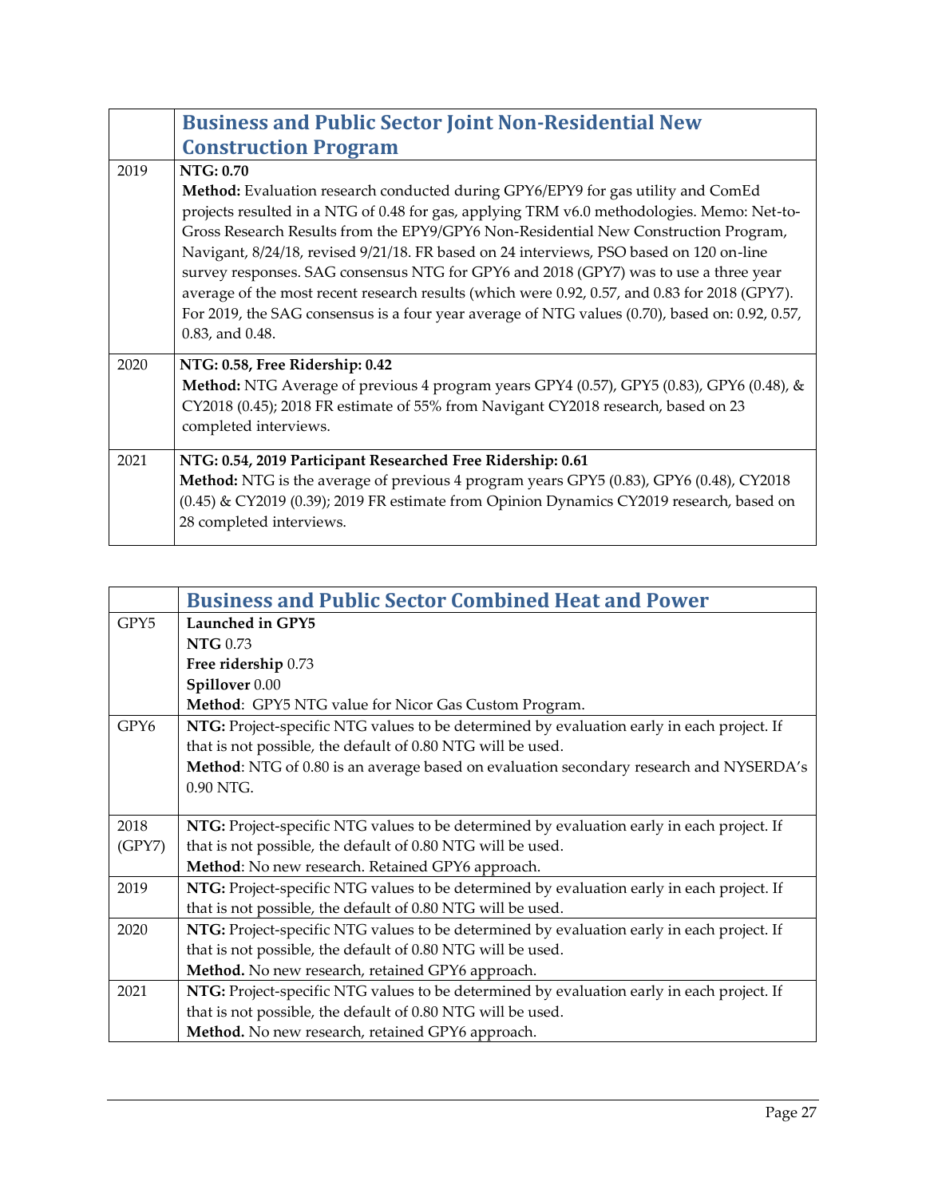| | Business and Public Sector Joint Non-Residential New Construction Program |
|---|---|
| 2019 | **NTG: 0.70**<br>**Method:** Evaluation research conducted during GPY6/EPY9 for gas utility and ComEd projects resulted in a NTG of 0.48 for gas, applying TRM v6.0 methodologies. Memo: Net-to-Gross Research Results from the EPY9/GPY6 Non-Residential New Construction Program, Navigant, 8/24/18, revised 9/21/18. FR based on 24 interviews, PSO based on 120 on-line survey responses. SAG consensus NTG for GPY6 and 2018 (GPY7) was to use a three year average of the most recent research results (which were 0.92, 0.57, and 0.83 for 2018 (GPY7). For 2019, the SAG consensus is a four year average of NTG values (0.70), based on: 0.92, 0.57, 0.83, and 0.48. |
| 2020 | **NTG: 0.58, Free Ridership: 0.42**<br>**Method:** NTG Average of previous 4 program years GPY4 (0.57), GPY5 (0.83), GPY6 (0.48), & CY2018 (0.45); 2018 FR estimate of 55% from Navigant CY2018 research, based on 23 completed interviews. |
| 2021 | **NTG: 0.54, 2019 Participant Researched Free Ridership: 0.61**<br>**Method:** NTG is the average of previous 4 program years GPY5 (0.83), GPY6 (0.48), CY2018 (0.45) & CY2019 (0.39); 2019 FR estimate from Opinion Dynamics CY2019 research, based on 28 completed interviews. |

| | Business and Public Sector Combined Heat and Power |
|---|---|
| GPY5 | **Launched in GPY5**<br>**NTG** 0.73<br>**Free ridership** 0.73<br>**Spillover** 0.00<br>**Method**: GPY5 NTG value for Nicor Gas Custom Program. |
| GPY6 | **NTG:** Project-specific NTG values to be determined by evaluation early in each project. If that is not possible, the default of 0.80 NTG will be used.<br>**Method**: NTG of 0.80 is an average based on evaluation secondary research and NYSERDA's 0.90 NTG. |
| 2018 (GPY7) | **NTG:** Project-specific NTG values to be determined by evaluation early in each project. If that is not possible, the default of 0.80 NTG will be used.<br>**Method**: No new research. Retained GPY6 approach. |
| 2019 | **NTG:** Project-specific NTG values to be determined by evaluation early in each project. If that is not possible, the default of 0.80 NTG will be used. |
| 2020 | **NTG:** Project-specific NTG values to be determined by evaluation early in each project. If that is not possible, the default of 0.80 NTG will be used.<br>**Method.** No new research, retained GPY6 approach. |
| 2021 | **NTG:** Project-specific NTG values to be determined by evaluation early in each project. If that is not possible, the default of 0.80 NTG will be used.<br>**Method.** No new research, retained GPY6 approach. |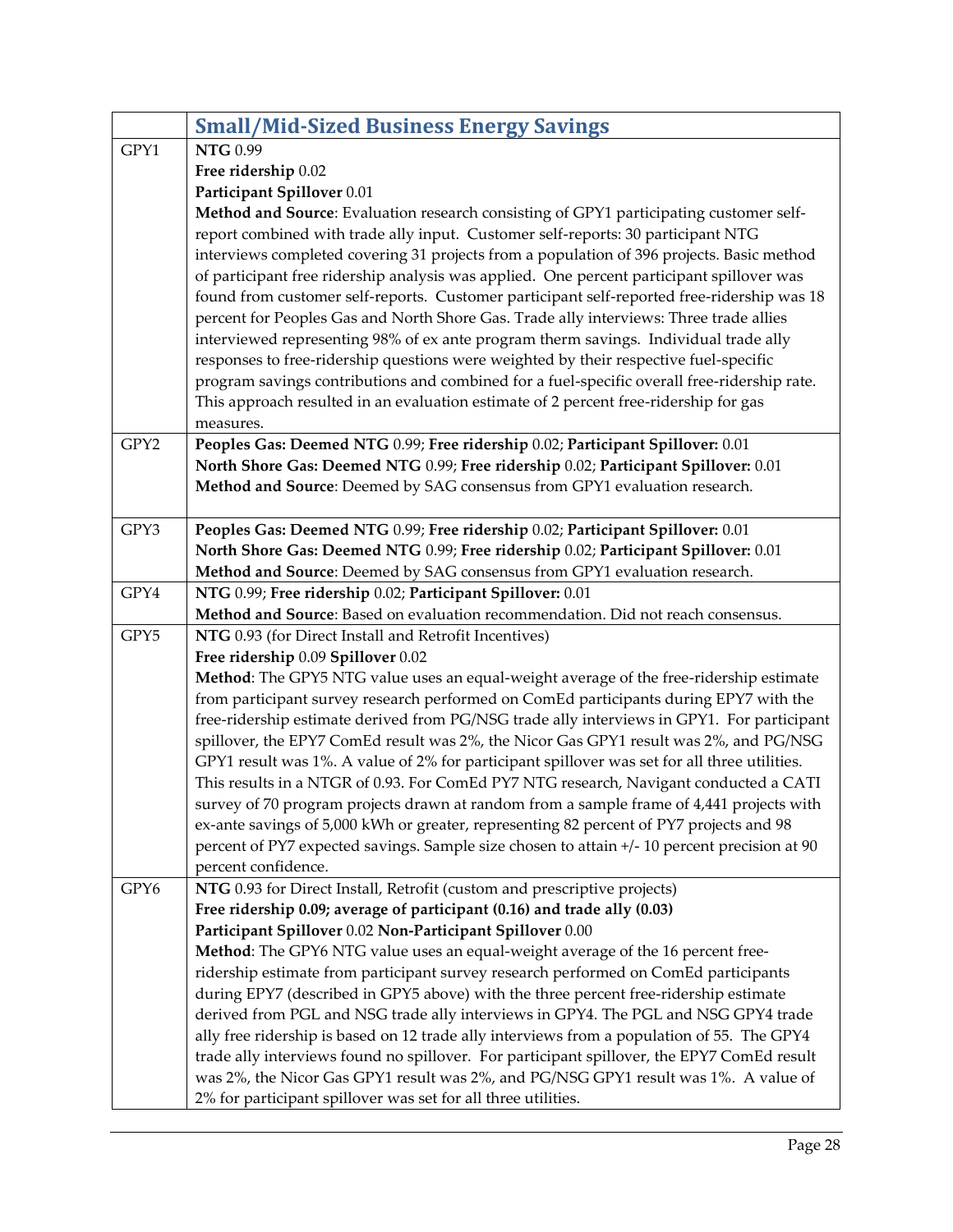| | **Small/Mid-Sized Business Energy Savings** |
|---|---|
| GPY1 | **NTG** 0.99<br>**Free ridership** 0.02<br>**Participant Spillover** 0.01<br>**Method and Source**: Evaluation research consisting of GPY1 participating customer self-report combined with trade ally input. Customer self-reports: 30 participant NTG interviews completed covering 31 projects from a population of 396 projects. Basic method of participant free ridership analysis was applied. One percent participant spillover was found from customer self-reports. Customer participant self-reported free-ridership was 18 percent for Peoples Gas and North Shore Gas. Trade ally interviews: Three trade allies interviewed representing 98% of ex ante program therm savings. Individual trade ally responses to free-ridership questions were weighted by their respective fuel-specific program savings contributions and combined for a fuel-specific overall free-ridership rate. This approach resulted in an evaluation estimate of 2 percent free-ridership for gas measures. |
| GPY2 | **Peoples Gas: Deemed NTG** 0.99; **Free ridership** 0.02; **Participant Spillover:** 0.01<br>**North Shore Gas: Deemed NTG** 0.99; **Free ridership** 0.02; **Participant Spillover:** 0.01<br>**Method and Source**: Deemed by SAG consensus from GPY1 evaluation research. |
| GPY3 | **Peoples Gas: Deemed NTG** 0.99; **Free ridership** 0.02; **Participant Spillover:** 0.01<br>**North Shore Gas: Deemed NTG** 0.99; **Free ridership** 0.02; **Participant Spillover:** 0.01<br>**Method and Source**: Deemed by SAG consensus from GPY1 evaluation research. |
| GPY4 | **NTG** 0.99; **Free ridership** 0.02; **Participant Spillover:** 0.01<br>**Method and Source**: Based on evaluation recommendation. Did not reach consensus. |
| GPY5 | **NTG** 0.93 (for Direct Install and Retrofit Incentives)<br>**Free ridership** 0.09 **Spillover** 0.02<br>**Method**: The GPY5 NTG value uses an equal-weight average of the free-ridership estimate from participant survey research performed on ComEd participants during EPY7 with the free-ridership estimate derived from PG/NSG trade ally interviews in GPY1. For participant spillover, the EPY7 ComEd result was 2%, the Nicor Gas GPY1 result was 2%, and PG/NSG GPY1 result was 1%. A value of 2% for participant spillover was set for all three utilities. This results in a NTGR of 0.93. For ComEd PY7 NTG research, Navigant conducted a CATI survey of 70 program projects drawn at random from a sample frame of 4,441 projects with ex-ante savings of 5,000 kWh or greater, representing 82 percent of PY7 projects and 98 percent of PY7 expected savings. Sample size chosen to attain +/- 10 percent precision at 90 percent confidence. |
| GPY6 | **NTG** 0.93 for Direct Install, Retrofit (custom and prescriptive projects)<br>**Free ridership 0.09; average of participant (0.16) and trade ally (0.03)**<br>**Participant Spillover** 0.02 **Non-Participant Spillover** 0.00<br>**Method**: The GPY6 NTG value uses an equal-weight average of the 16 percent free-ridership estimate from participant survey research performed on ComEd participants during EPY7 (described in GPY5 above) with the three percent free-ridership estimate derived from PGL and NSG trade ally interviews in GPY4. The PGL and NSG GPY4 trade ally free ridership is based on 12 trade ally interviews from a population of 55. The GPY4 trade ally interviews found no spillover. For participant spillover, the EPY7 ComEd result was 2%, the Nicor Gas GPY1 result was 2%, and PG/NSG GPY1 result was 1%. A value of 2% for participant spillover was set for all three utilities. |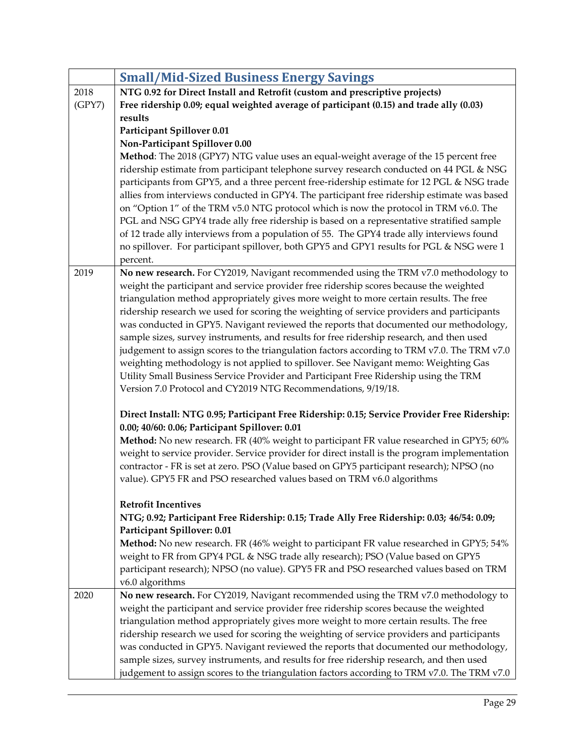| | Small/Mid-Sized Business Energy Savings |
|---|---|
| 2018 (GPY7) | **NTG 0.92 for Direct Install and Retrofit (custom and prescriptive projects)**<br>**Free ridership 0.09; equal weighted average of participant (0.15) and trade ally (0.03) results**<br>**Participant Spillover 0.01**<br>**Non-Participant Spillover 0.00**<br>**Method**: The 2018 (GPY7) NTG value uses an equal-weight average of the 15 percent free ridership estimate from participant telephone survey research conducted on 44 PGL & NSG participants from GPY5, and a three percent free-ridership estimate for 12 PGL & NSG trade allies from interviews conducted in GPY4. The participant free ridership estimate was based on "Option 1" of the TRM v5.0 NTG protocol which is now the protocol in TRM v6.0. The PGL and NSG GPY4 trade ally free ridership is based on a representative stratified sample of 12 trade ally interviews from a population of 55. The GPY4 trade ally interviews found no spillover. For participant spillover, both GPY5 and GPY1 results for PGL & NSG were 1 percent. |
| 2019 | **No new research.** For CY2019, Navigant recommended using the TRM v7.0 methodology to weight the participant and service provider free ridership scores because the weighted triangulation method appropriately gives more weight to more certain results. The free ridership research we used for scoring the weighting of service providers and participants was conducted in GPY5. Navigant reviewed the reports that documented our methodology, sample sizes, survey instruments, and results for free ridership research, and then used judgement to assign scores to the triangulation factors according to TRM v7.0. The TRM v7.0 weighting methodology is not applied to spillover. See Navigant memo: Weighting Gas Utility Small Business Service Provider and Participant Free Ridership using the TRM Version 7.0 Protocol and CY2019 NTG Recommendations, 9/19/18.<br><br>**Direct Install: NTG 0.95; Participant Free Ridership: 0.15; Service Provider Free Ridership: 0.00; 40/60: 0.06; Participant Spillover: 0.01**<br>**Method:** No new research. FR (40% weight to participant FR value researched in GPY5; 60% weight to service provider. Service provider for direct install is the program implementation contractor - FR is set at zero. PSO (Value based on GPY5 participant research); NPSO (no value). GPY5 FR and PSO researched values based on TRM v6.0 algorithms<br><br>**Retrofit Incentives**<br>**NTG; 0.92; Participant Free Ridership: 0.15; Trade Ally Free Ridership: 0.03; 46/54: 0.09; Participant Spillover: 0.01**<br>**Method:** No new research. FR (46% weight to participant FR value researched in GPY5; 54% weight to FR from GPY4 PGL & NSG trade ally research); PSO (Value based on GPY5 participant research); NPSO (no value). GPY5 FR and PSO researched values based on TRM v6.0 algorithms |
| 2020 | **No new research.** For CY2019, Navigant recommended using the TRM v7.0 methodology to weight the participant and service provider free ridership scores because the weighted triangulation method appropriately gives more weight to more certain results. The free ridership research we used for scoring the weighting of service providers and participants was conducted in GPY5. Navigant reviewed the reports that documented our methodology, sample sizes, survey instruments, and results for free ridership research, and then used judgement to assign scores to the triangulation factors according to TRM v7.0. The TRM v7.0 |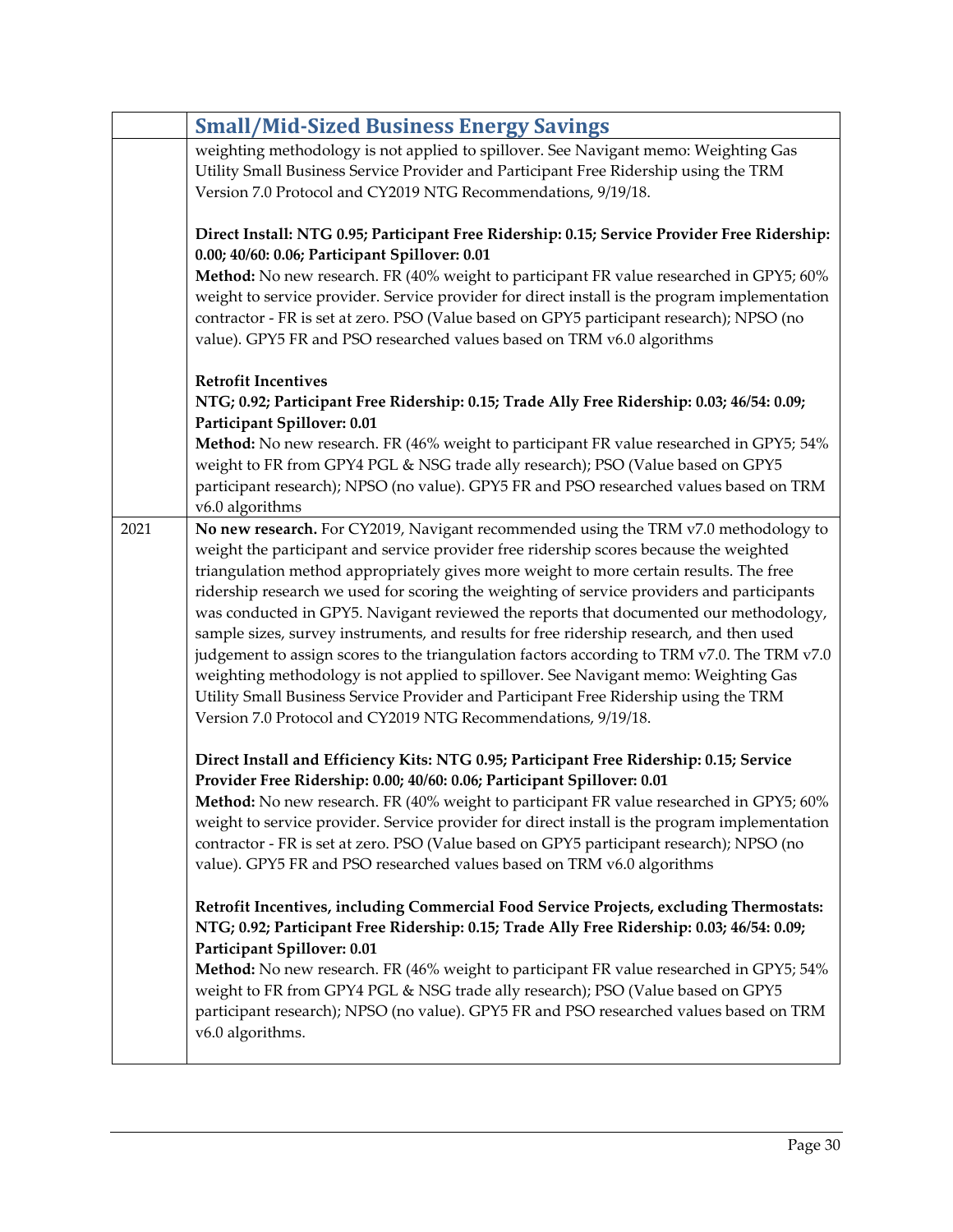| | Small/Mid-Sized Business Energy Savings |
|---|---|
| | weighting methodology is not applied to spillover. See Navigant memo: Weighting Gas Utility Small Business Service Provider and Participant Free Ridership using the TRM Version 7.0 Protocol and CY2019 NTG Recommendations, 9/19/18.<br><br>**Direct Install: NTG 0.95; Participant Free Ridership: 0.15; Service Provider Free Ridership: 0.00; 40/60: 0.06; Participant Spillover: 0.01**<br>**Method:** No new research. FR (40% weight to participant FR value researched in GPY5; 60% weight to service provider. Service provider for direct install is the program implementation contractor - FR is set at zero. PSO (Value based on GPY5 participant research); NPSO (no value). GPY5 FR and PSO researched values based on TRM v6.0 algorithms<br><br>**Retrofit Incentives**<br>**NTG; 0.92; Participant Free Ridership: 0.15; Trade Ally Free Ridership: 0.03; 46/54: 0.09; Participant Spillover: 0.01**<br>**Method:** No new research. FR (46% weight to participant FR value researched in GPY5; 54% weight to FR from GPY4 PGL & NSG trade ally research); PSO (Value based on GPY5 participant research); NPSO (no value). GPY5 FR and PSO researched values based on TRM v6.0 algorithms |
| 2021 | **No new research.** For CY2019, Navigant recommended using the TRM v7.0 methodology to weight the participant and service provider free ridership scores because the weighted triangulation method appropriately gives more weight to more certain results. The free ridership research we used for scoring the weighting of service providers and participants was conducted in GPY5. Navigant reviewed the reports that documented our methodology, sample sizes, survey instruments, and results for free ridership research, and then used judgement to assign scores to the triangulation factors according to TRM v7.0. The TRM v7.0 weighting methodology is not applied to spillover. See Navigant memo: Weighting Gas Utility Small Business Service Provider and Participant Free Ridership using the TRM Version 7.0 Protocol and CY2019 NTG Recommendations, 9/19/18.<br><br>**Direct Install and Efficiency Kits: NTG 0.95; Participant Free Ridership: 0.15; Service Provider Free Ridership: 0.00; 40/60: 0.06; Participant Spillover: 0.01**<br>**Method:** No new research. FR (40% weight to participant FR value researched in GPY5; 60% weight to service provider. Service provider for direct install is the program implementation contractor - FR is set at zero. PSO (Value based on GPY5 participant research); NPSO (no value). GPY5 FR and PSO researched values based on TRM v6.0 algorithms<br><br>**Retrofit Incentives, including Commercial Food Service Projects, excluding Thermostats: NTG; 0.92; Participant Free Ridership: 0.15; Trade Ally Free Ridership: 0.03; 46/54: 0.09; Participant Spillover: 0.01**<br>**Method:** No new research. FR (46% weight to participant FR value researched in GPY5; 54% weight to FR from GPY4 PGL & NSG trade ally research); PSO (Value based on GPY5 participant research); NPSO (no value). GPY5 FR and PSO researched values based on TRM v6.0 algorithms. |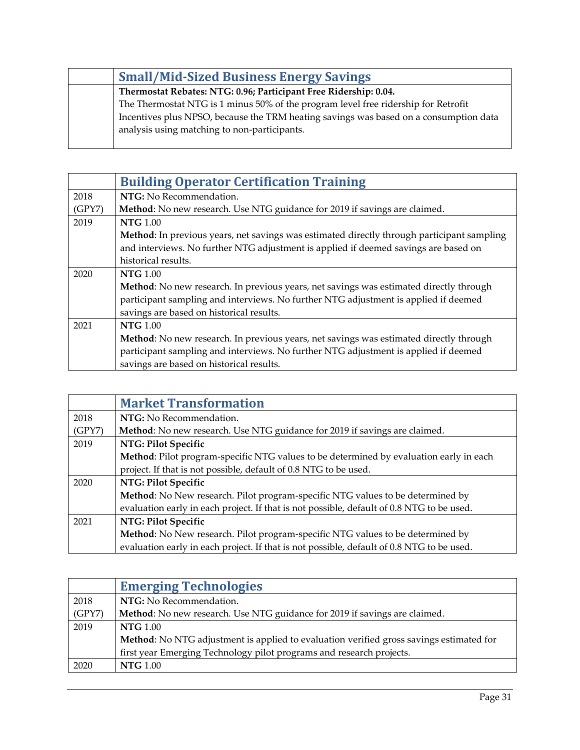| | Small/Mid-Sized Business Energy Savings |
|---|---|
| | **Thermostat Rebates: NTG: 0.96; Participant Free Ridership: 0.04.** The Thermostat NTG is 1 minus 50% of the program level free ridership for Retrofit Incentives plus NPSO, because the TRM heating savings was based on a consumption data analysis using matching to non-participants. |

| | Building Operator Certification Training |
|---|---|
| 2018 (GPY7) | **NTG:** No Recommendation. **Method**: No new research. Use NTG guidance for 2019 if savings are claimed. |
| 2019 | **NTG** 1.00 **Method**: In previous years, net savings was estimated directly through participant sampling and interviews. No further NTG adjustment is applied if deemed savings are based on historical results. |
| 2020 | **NTG** 1.00 **Method**: No new research. In previous years, net savings was estimated directly through participant sampling and interviews. No further NTG adjustment is applied if deemed savings are based on historical results. |
| 2021 | **NTG** 1.00 **Method**: No new research. In previous years, net savings was estimated directly through participant sampling and interviews. No further NTG adjustment is applied if deemed savings are based on historical results. |

| | Market Transformation |
|---|---|
| 2018 (GPY7) | **NTG:** No Recommendation. **Method**: No new research. Use NTG guidance for 2019 if savings are claimed. |
| 2019 | **NTG: Pilot Specific** **Method**: Pilot program-specific NTG values to be determined by evaluation early in each project. If that is not possible, default of 0.8 NTG to be used. |
| 2020 | **NTG: Pilot Specific** **Method**: No New research. Pilot program-specific NTG values to be determined by evaluation early in each project. If that is not possible, default of 0.8 NTG to be used. |
| 2021 | **NTG: Pilot Specific** **Method**: No New research. Pilot program-specific NTG values to be determined by evaluation early in each project. If that is not possible, default of 0.8 NTG to be used. |

| | Emerging Technologies |
|---|---|
| 2018 (GPY7) | **NTG:** No Recommendation. **Method**: No new research. Use NTG guidance for 2019 if savings are claimed. |
| 2019 | **NTG** 1.00 **Method**: No NTG adjustment is applied to evaluation verified gross savings estimated for first year Emerging Technology pilot programs and research projects. |
| 2020 | **NTG** 1.00 |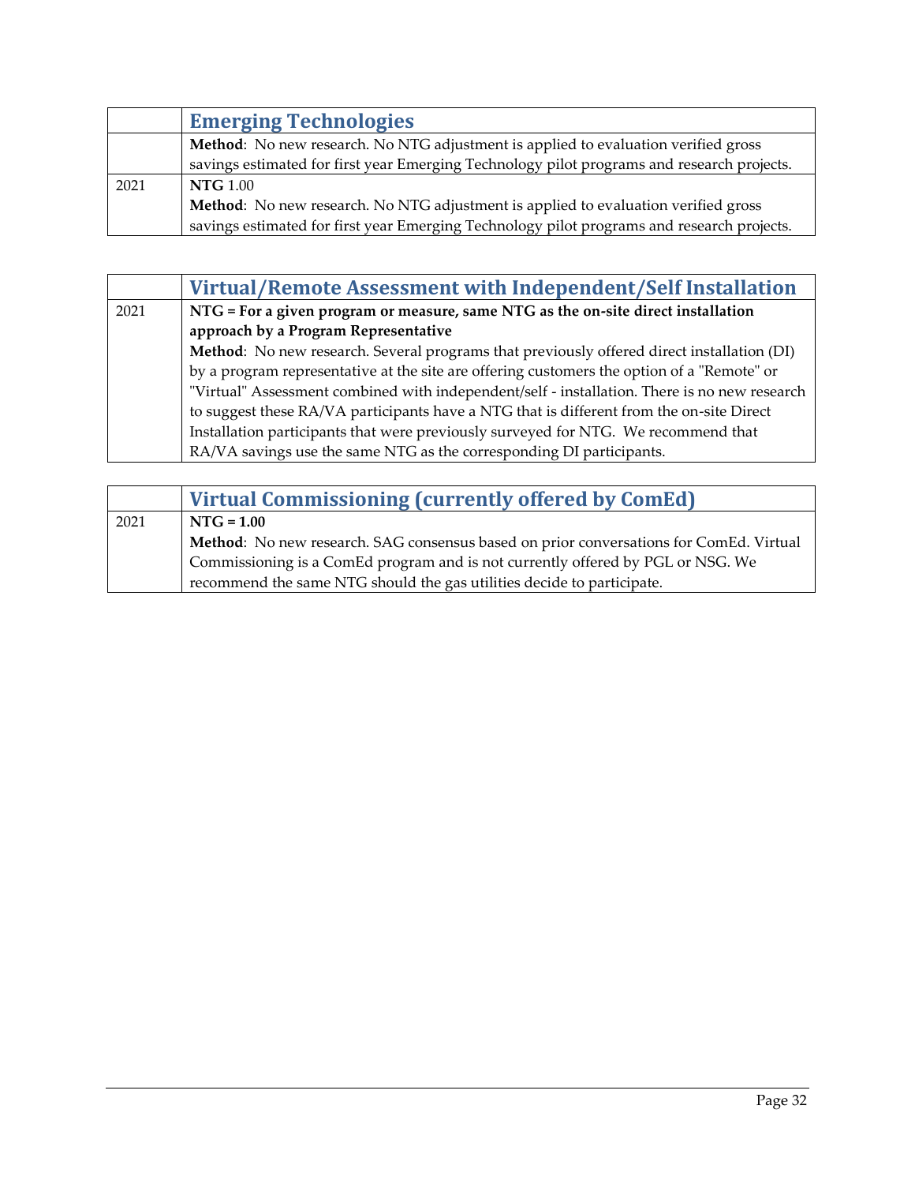| | **Emerging Technologies** |
|---|---|
| | **Method**: No new research. No NTG adjustment is applied to evaluation verified gross savings estimated for first year Emerging Technology pilot programs and research projects. |
| 2021 | **NTG** 1.00<br>**Method**: No new research. No NTG adjustment is applied to evaluation verified gross savings estimated for first year Emerging Technology pilot programs and research projects. |

| | **Virtual/Remote Assessment with Independent/Self Installation** |
|---|---|
| 2021 | **NTG = For a given program or measure, same NTG as the on-site direct installation approach by a Program Representative**<br>**Method**: No new research. Several programs that previously offered direct installation (DI) by a program representative at the site are offering customers the option of a "Remote" or "Virtual" Assessment combined with independent/self - installation. There is no new research to suggest these RA/VA participants have a NTG that is different from the on-site Direct Installation participants that were previously surveyed for NTG. We recommend that RA/VA savings use the same NTG as the corresponding DI participants. |

| | **Virtual Commissioning (currently offered by ComEd)** |
|---|---|
| 2021 | **NTG = 1.00**<br>**Method**: No new research. SAG consensus based on prior conversations for ComEd. Virtual Commissioning is a ComEd program and is not currently offered by PGL or NSG. We recommend the same NTG should the gas utilities decide to participate. |